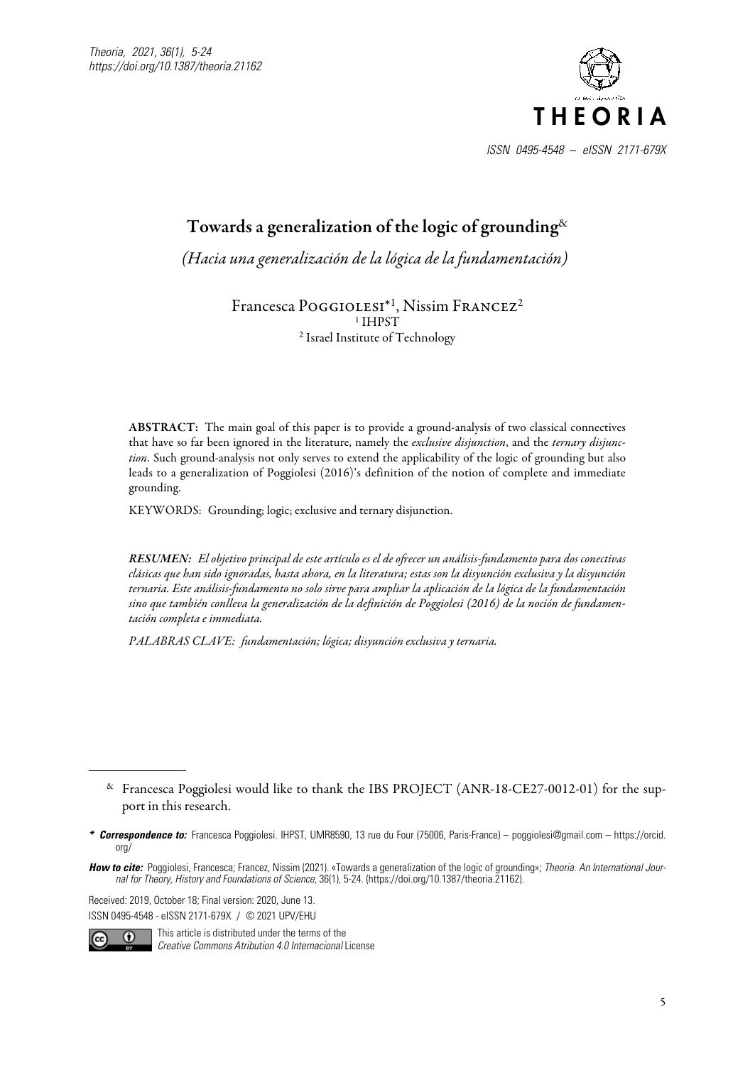# Towards a generalization of the logic of grounding[&]

*(Hacia una generalización de la lógica de la fundamentación)*

Francesca Poggiolesi*[1], Nissim Francez[2]
[1] IHPST
[2] Israel Institute of Technology

**ABSTRACT:** The main goal of this paper is to provide a ground-analysis of two classical connectives that have so far been ignored in the literature, namely the *exclusive disjunction*, and the *ternary disjunction*. Such ground-analysis not only serves to extend the applicability of the logic of grounding but also leads to a generalization of Poggiolesi (2016)'s definition of the notion of complete and immediate grounding.

KEYWORDS: Grounding; logic; exclusive and ternary disjunction.

***RESUMEN:*** *El objetivo principal de este artículo es el de ofrecer un análisis-fundamento para dos conectivas clásicas que han sido ignoradas, hasta ahora, en la literatura; estas son la disyunción exclusiva y la disyunción ternaria. Este análisis-fundamento no solo sirve para ampliar la aplicación de la lógica de la fundamentación sino que también conlleva la generalización de la definición de Poggiolesi (2016) de la noción de fundamentación completa e immediata.*

*PALABRAS CLAVE: fundamentación; lógica; disyunción exclusiva y ternaria.*

---

[&] Francesca Poggiolesi would like to thank the IBS PROJECT (ANR-18-CE27-0012-01) for the support in this research.

***Correspondence to:*** Francesca Poggiolesi. IHPST, UMR8590, 13 rue du Four (75006, Paris-France) – poggiolesi@gmail.com – https://orcid.org/

***How to cite:*** Poggiolesi, Francesca; Francez, Nissim (2021). «Towards a generalization of the logic of grounding»; *Theoria. An International Journal for Theory, History and Foundations of Science*, 36(1), 5-24. (https://doi.org/10.1387/theoria.21162).

Received: 2019, October 18; Final version: 2020, June 13.
ISSN 0495-4548 - eISSN 2171-679X / © 2021 UPV/EHU

This article is distributed under the terms of the *Creative Commons Atribution 4.0 Internacional* License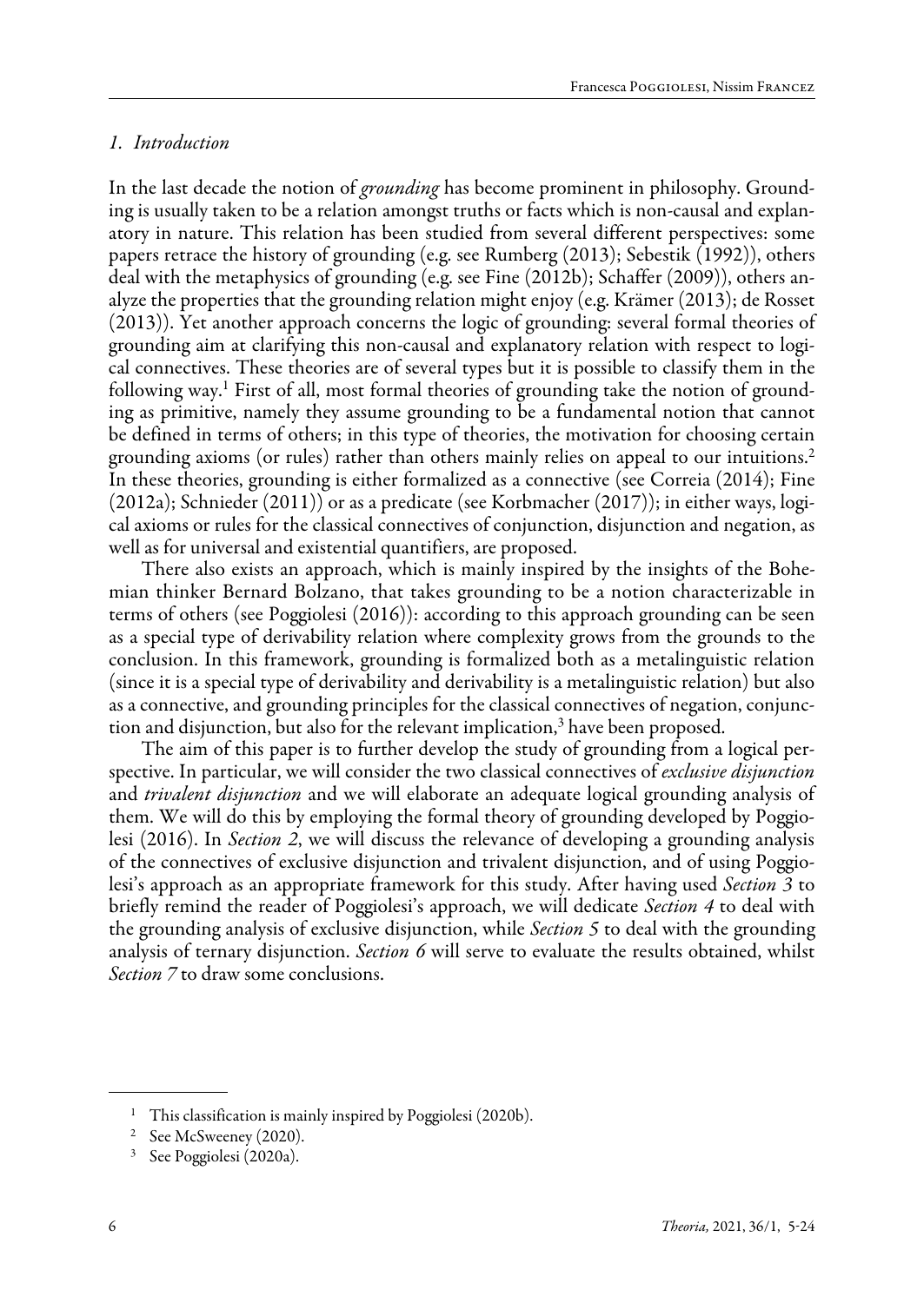## *1. Introduction*

In the last decade the notion of *grounding* has become prominent in philosophy. Grounding is usually taken to be a relation amongst truths or facts which is non-causal and explanatory in nature. This relation has been studied from several different perspectives: some papers retrace the history of grounding (e.g. see Rumberg (2013); Sebestik (1992)), others deal with the metaphysics of grounding (e.g. see Fine (2012b); Schaffer (2009)), others analyze the properties that the grounding relation might enjoy (e.g. Krämer (2013); de Rosset (2013)). Yet another approach concerns the logic of grounding: several formal theories of grounding aim at clarifying this non-causal and explanatory relation with respect to logical connectives. These theories are of several types but it is possible to classify them in the following way.[1] First of all, most formal theories of grounding take the notion of grounding as primitive, namely they assume grounding to be a fundamental notion that cannot be defined in terms of others; in this type of theories, the motivation for choosing certain grounding axioms (or rules) rather than others mainly relies on appeal to our intuitions.[2] In these theories, grounding is either formalized as a connective (see Correia (2014); Fine (2012a); Schnieder (2011)) or as a predicate (see Korbmacher (2017)); in either ways, logical axioms or rules for the classical connectives of conjunction, disjunction and negation, as well as for universal and existential quantifiers, are proposed.

There also exists an approach, which is mainly inspired by the insights of the Bohemian thinker Bernard Bolzano, that takes grounding to be a notion characterizable in terms of others (see Poggiolesi (2016)): according to this approach grounding can be seen as a special type of derivability relation where complexity grows from the grounds to the conclusion. In this framework, grounding is formalized both as a metalinguistic relation (since it is a special type of derivability and derivability is a metalinguistic relation) but also as a connective, and grounding principles for the classical connectives of negation, conjunction and disjunction, but also for the relevant implication,[3] have been proposed.

The aim of this paper is to further develop the study of grounding from a logical perspective. In particular, we will consider the two classical connectives of *exclusive disjunction* and *trivalent disjunction* and we will elaborate an adequate logical grounding analysis of them. We will do this by employing the formal theory of grounding developed by Poggiolesi (2016). In *Section 2*, we will discuss the relevance of developing a grounding analysis of the connectives of exclusive disjunction and trivalent disjunction, and of using Poggiolesi's approach as an appropriate framework for this study. After having used *Section 3* to briefly remind the reader of Poggiolesi's approach, we will dedicate *Section 4* to deal with the grounding analysis of exclusive disjunction, while *Section 5* to deal with the grounding analysis of ternary disjunction. *Section 6* will serve to evaluate the results obtained, whilst *Section 7* to draw some conclusions.

---

[1] This classification is mainly inspired by Poggiolesi (2020b).

[2] See McSweeney (2020).

[3] See Poggiolesi (2020a).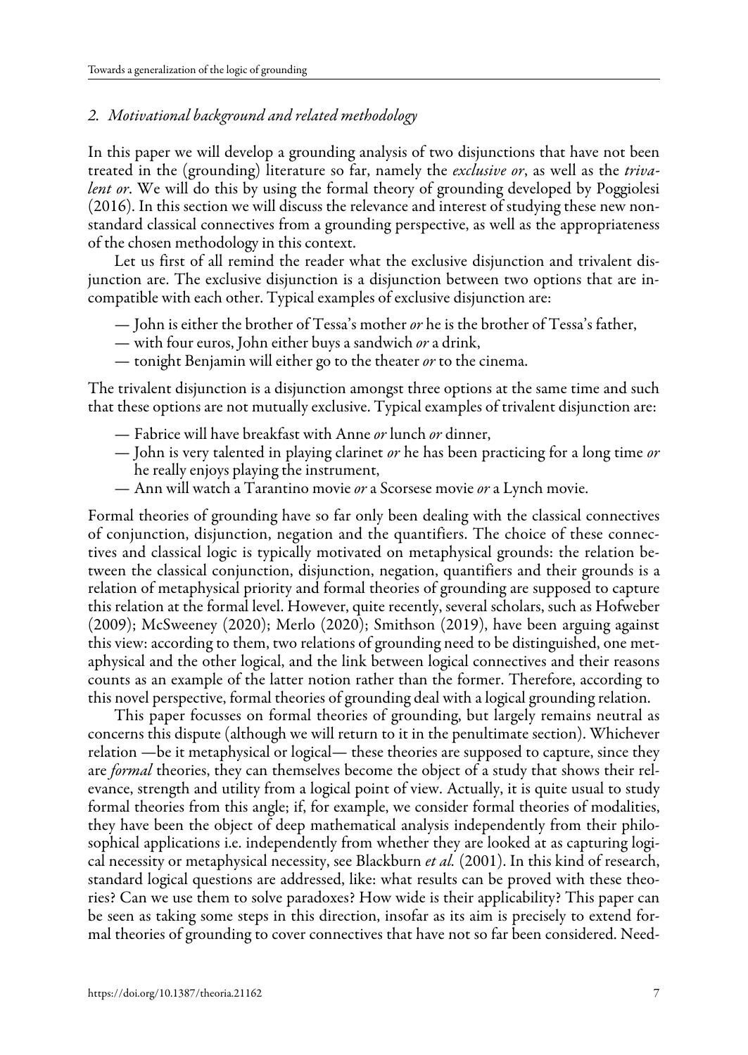## *2. Motivational background and related methodology*

In this paper we will develop a grounding analysis of two disjunctions that have not been treated in the (grounding) literature so far, namely the *exclusive or*, as well as the *trivalent or*. We will do this by using the formal theory of grounding developed by Poggiolesi (2016). In this section we will discuss the relevance and interest of studying these new non-standard classical connectives from a grounding perspective, as well as the appropriateness of the chosen methodology in this context.

Let us first of all remind the reader what the exclusive disjunction and trivalent disjunction are. The exclusive disjunction is a disjunction between two options that are incompatible with each other. Typical examples of exclusive disjunction are:

- — John is either the brother of Tessa's mother *or* he is the brother of Tessa's father,
- — with four euros, John either buys a sandwich *or* a drink,
- — tonight Benjamin will either go to the theater *or* to the cinema.

The trivalent disjunction is a disjunction amongst three options at the same time and such that these options are not mutually exclusive. Typical examples of trivalent disjunction are:

- — Fabrice will have breakfast with Anne *or* lunch *or* dinner,
- — John is very talented in playing clarinet *or* he has been practicing for a long time *or* he really enjoys playing the instrument,
- — Ann will watch a Tarantino movie *or* a Scorsese movie *or* a Lynch movie.

Formal theories of grounding have so far only been dealing with the classical connectives of conjunction, disjunction, negation and the quantifiers. The choice of these connectives and classical logic is typically motivated on metaphysical grounds: the relation between the classical conjunction, disjunction, negation, quantifiers and their grounds is a relation of metaphysical priority and formal theories of grounding are supposed to capture this relation at the formal level. However, quite recently, several scholars, such as Hofweber (2009); McSweeney (2020); Merlo (2020); Smithson (2019), have been arguing against this view: according to them, two relations of grounding need to be distinguished, one metaphysical and the other logical, and the link between logical connectives and their reasons counts as an example of the latter notion rather than the former. Therefore, according to this novel perspective, formal theories of grounding deal with a logical grounding relation.

This paper focusses on formal theories of grounding, but largely remains neutral as concerns this dispute (although we will return to it in the penultimate section). Whichever relation —be it metaphysical or logical— these theories are supposed to capture, since they are *formal* theories, they can themselves become the object of a study that shows their relevance, strength and utility from a logical point of view. Actually, it is quite usual to study formal theories from this angle; if, for example, we consider formal theories of modalities, they have been the object of deep mathematical analysis independently from their philosophical applications i.e. independently from whether they are looked at as capturing logical necessity or metaphysical necessity, see Blackburn *et al.* (2001). In this kind of research, standard logical questions are addressed, like: what results can be proved with these theories? Can we use them to solve paradoxes? How wide is their applicability? This paper can be seen as taking some steps in this direction, insofar as its aim is precisely to extend formal theories of grounding to cover connectives that have not so far been considered. Need-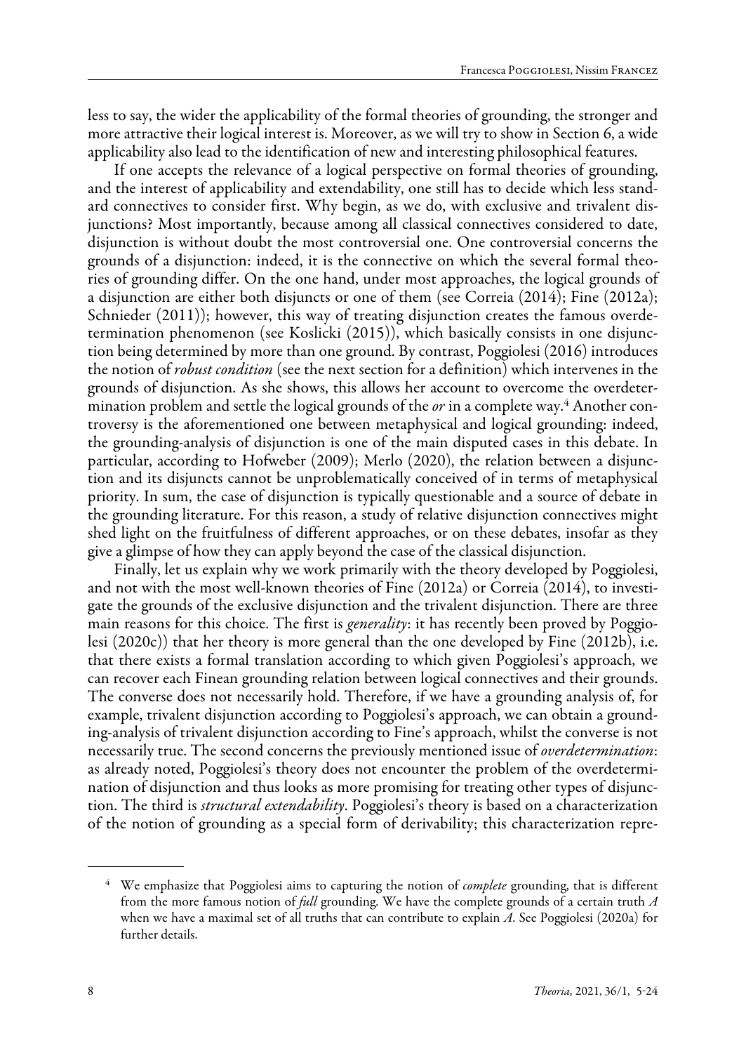less to say, the wider the applicability of the formal theories of grounding, the stronger and more attractive their logical interest is. Moreover, as we will try to show in Section 6, a wide applicability also lead to the identification of new and interesting philosophical features.

If one accepts the relevance of a logical perspective on formal theories of grounding, and the interest of applicability and extendability, one still has to decide which less standard connectives to consider first. Why begin, as we do, with exclusive and trivalent disjunctions? Most importantly, because among all classical connectives considered to date, disjunction is without doubt the most controversial one. One controversial concerns the grounds of a disjunction: indeed, it is the connective on which the several formal theories of grounding differ. On the one hand, under most approaches, the logical grounds of a disjunction are either both disjuncts or one of them (see Correia (2014); Fine (2012a); Schnieder (2011)); however, this way of treating disjunction creates the famous overdetermination phenomenon (see Koslicki (2015)), which basically consists in one disjunction being determined by more than one ground. By contrast, Poggiolesi (2016) introduces the notion of *robust condition* (see the next section for a definition) which intervenes in the grounds of disjunction. As she shows, this allows her account to overcome the overdetermination problem and settle the logical grounds of the *or* in a complete way.[4] Another controversy is the aforementioned one between metaphysical and logical grounding: indeed, the grounding-analysis of disjunction is one of the main disputed cases in this debate. In particular, according to Hofweber (2009); Merlo (2020), the relation between a disjunction and its disjuncts cannot be unproblematically conceived of in terms of metaphysical priority. In sum, the case of disjunction is typically questionable and a source of debate in the grounding literature. For this reason, a study of relative disjunction connectives might shed light on the fruitfulness of different approaches, or on these debates, insofar as they give a glimpse of how they can apply beyond the case of the classical disjunction.

Finally, let us explain why we work primarily with the theory developed by Poggiolesi, and not with the most well-known theories of Fine (2012a) or Correia (2014), to investigate the grounds of the exclusive disjunction and the trivalent disjunction. There are three main reasons for this choice. The first is *generality*: it has recently been proved by Poggiolesi (2020c)) that her theory is more general than the one developed by Fine (2012b), i.e. that there exists a formal translation according to which given Poggiolesi's approach, we can recover each Finean grounding relation between logical connectives and their grounds. The converse does not necessarily hold. Therefore, if we have a grounding analysis of, for example, trivalent disjunction according to Poggiolesi's approach, we can obtain a grounding-analysis of trivalent disjunction according to Fine's approach, whilst the converse is not necessarily true. The second concerns the previously mentioned issue of *overdetermination*: as already noted, Poggiolesi's theory does not encounter the problem of the overdetermination of disjunction and thus looks as more promising for treating other types of disjunction. The third is *structural extendability*. Poggiolesi's theory is based on a characterization of the notion of grounding as a special form of derivability; this characterization repre-

[4] We emphasize that Poggiolesi aims to capturing the notion of *complete* grounding, that is different from the more famous notion of *full* grounding. We have the complete grounds of a certain truth $A$ when we have a maximal set of all truths that can contribute to explain $A$. See Poggiolesi (2020a) for further details.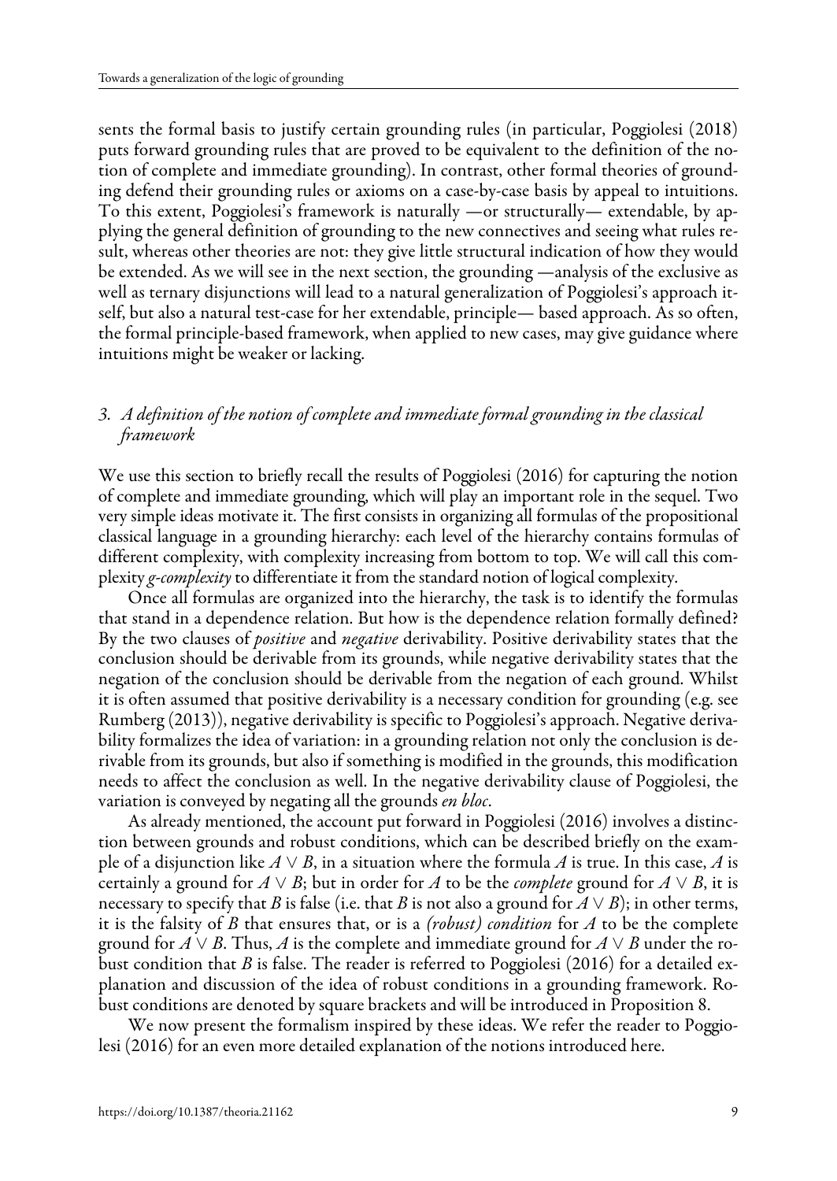sents the formal basis to justify certain grounding rules (in particular, Poggiolesi (2018) puts forward grounding rules that are proved to be equivalent to the definition of the notion of complete and immediate grounding). In contrast, other formal theories of grounding defend their grounding rules or axioms on a case-by-case basis by appeal to intuitions. To this extent, Poggiolesi's framework is naturally —or structurally— extendable, by applying the general definition of grounding to the new connectives and seeing what rules result, whereas other theories are not: they give little structural indication of how they would be extended. As we will see in the next section, the grounding —analysis of the exclusive as well as ternary disjunctions will lead to a natural generalization of Poggiolesi's approach itself, but also a natural test-case for her extendable, principle— based approach. As so often, the formal principle-based framework, when applied to new cases, may give guidance where intuitions might be weaker or lacking.

### 3. *A definition of the notion of complete and immediate formal grounding in the classical framework*

We use this section to briefly recall the results of Poggiolesi (2016) for capturing the notion of complete and immediate grounding, which will play an important role in the sequel. Two very simple ideas motivate it. The first consists in organizing all formulas of the propositional classical language in a grounding hierarchy: each level of the hierarchy contains formulas of different complexity, with complexity increasing from bottom to top. We will call this complexity *g-complexity* to differentiate it from the standard notion of logical complexity.

Once all formulas are organized into the hierarchy, the task is to identify the formulas that stand in a dependence relation. But how is the dependence relation formally defined? By the two clauses of *positive* and *negative* derivability. Positive derivability states that the conclusion should be derivable from its grounds, while negative derivability states that the negation of the conclusion should be derivable from the negation of each ground. Whilst it is often assumed that positive derivability is a necessary condition for grounding (e.g. see Rumberg (2013)), negative derivability is specific to Poggiolesi's approach. Negative derivability formalizes the idea of variation: in a grounding relation not only the conclusion is derivable from its grounds, but also if something is modified in the grounds, this modification needs to affect the conclusion as well. In the negative derivability clause of Poggiolesi, the variation is conveyed by negating all the grounds *en bloc*.

As already mentioned, the account put forward in Poggiolesi (2016) involves a distinction between grounds and robust conditions, which can be described briefly on the example of a disjunction like $A \vee B$, in a situation where the formula $A$ is true. In this case, $A$ is certainly a ground for $A \vee B$; but in order for $A$ to be the *complete* ground for $A \vee B$, it is necessary to specify that $B$ is false (i.e. that $B$ is not also a ground for $A \vee B$); in other terms, it is the falsity of $B$ that ensures that, or is a *(robust) condition* for $A$ to be the complete ground for $A \vee B$. Thus, $A$ is the complete and immediate ground for $A \vee B$ under the robust condition that $B$ is false. The reader is referred to Poggiolesi (2016) for a detailed explanation and discussion of the idea of robust conditions in a grounding framework. Robust conditions are denoted by square brackets and will be introduced in Proposition 8.

We now present the formalism inspired by these ideas. We refer the reader to Poggiolesi (2016) for an even more detailed explanation of the notions introduced here.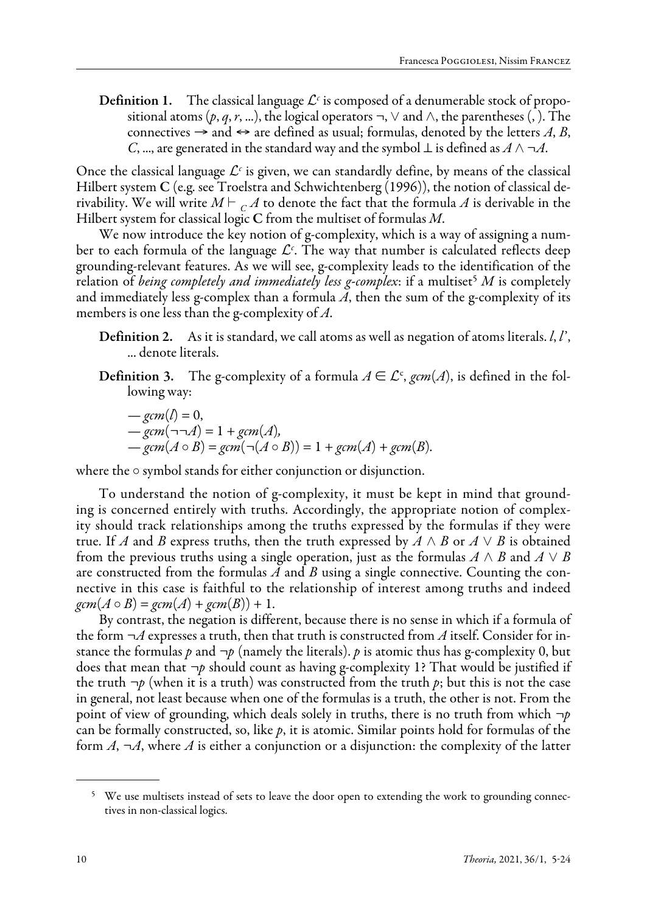**Definition 1.** The classical language $\mathcal{L}^c$ is composed of a denumerable stock of propositional atoms ($p, q, r, \ldots$), the logical operators $\neg$, $\vee$ and $\wedge$, the parentheses (, ). The connectives $\rightarrow$ and $\leftrightarrow$ are defined as usual; formulas, denoted by the letters $A$, $B$, $C$, ..., are generated in the standard way and the symbol $\bot$ is defined as $A \wedge \neg A$.

Once the classical language $\mathcal{L}^c$ is given, we can standardly define, by means of the classical Hilbert system **C** (e.g. see Troelstra and Schwichtenberg (1996)), the notion of classical derivability. We will write $M \vdash_C A$ to denote the fact that the formula $A$ is derivable in the Hilbert system for classical logic **C** from the multiset of formulas $M$.

We now introduce the key notion of g-complexity, which is a way of assigning a number to each formula of the language $\mathcal{L}^c$. The way that number is calculated reflects deep grounding-relevant features. As we will see, g-complexity leads to the identification of the relation of *being completely and immediately less g-complex*: if a multiset[5] $M$ is completely and immediately less g-complex than a formula $A$, then the sum of the g-complexity of its members is one less than the g-complexity of $A$.

**Definition 2.** As it is standard, we call atoms as well as negation of atoms literals. $l$, $l'$, ... denote literals.

**Definition 3.** The g-complexity of a formula $A \in \mathcal{L}^c$, $gcm(A)$, is defined in the following way:

— $gcm(l) = 0$,
— $gcm(\neg\neg A) = 1 + gcm(A)$,
— $gcm(A \circ B) = gcm(\neg(A \circ B)) = 1 + gcm(A) + gcm(B)$.

where the $\circ$ symbol stands for either conjunction or disjunction.

To understand the notion of g-complexity, it must be kept in mind that grounding is concerned entirely with truths. Accordingly, the appropriate notion of complexity should track relationships among the truths expressed by the formulas if they were true. If $A$ and $B$ express truths, then the truth expressed by $A \wedge B$ or $A \vee B$ is obtained from the previous truths using a single operation, just as the formulas $A \wedge B$ and $A \vee B$ are constructed from the formulas $A$ and $B$ using a single connective. Counting the connective in this case is faithful to the relationship of interest among truths and indeed $gcm(A \circ B) = gcm(A) + gcm(B)) + 1$.

By contrast, the negation is different, because there is no sense in which if a formula of the form $\neg A$ expresses a truth, then that truth is constructed from $A$ itself. Consider for instance the formulas $p$ and $\neg p$ (namely the literals). $p$ is atomic thus has g-complexity 0, but does that mean that $\neg p$ should count as having g-complexity 1? That would be justified if the truth $\neg p$ (when it is a truth) was constructed from the truth $p$; but this is not the case in general, not least because when one of the formulas is a truth, the other is not. From the point of view of grounding, which deals solely in truths, there is no truth from which $\neg p$ can be formally constructed, so, like $p$, it is atomic. Similar points hold for formulas of the form $A$, $\neg A$, where $A$ is either a conjunction or a disjunction: the complexity of the latter

[5] We use multisets instead of sets to leave the door open to extending the work to grounding connectives in non-classical logics.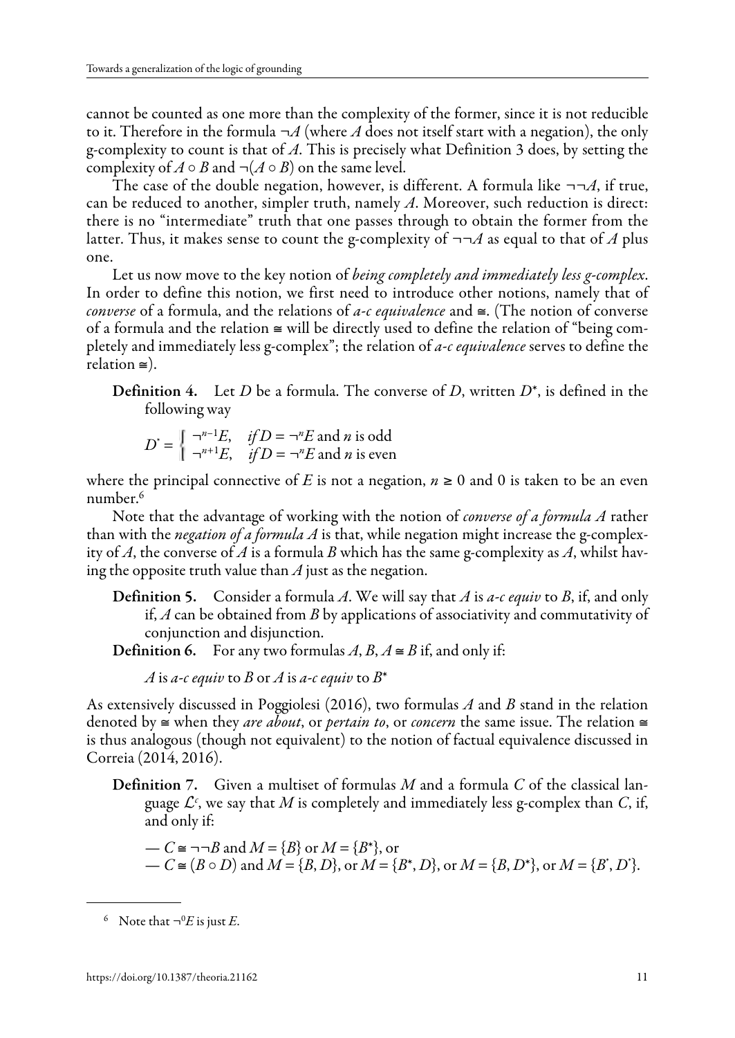cannot be counted as one more than the complexity of the former, since it is not reducible to it. Therefore in the formula $\neg A$ (where $A$ does not itself start with a negation), the only g-complexity to count is that of $A$. This is precisely what Definition 3 does, by setting the complexity of $A \circ B$ and $\neg(A \circ B)$ on the same level.

The case of the double negation, however, is different. A formula like $\neg\neg A$, if true, can be reduced to another, simpler truth, namely $A$. Moreover, such reduction is direct: there is no "intermediate" truth that one passes through to obtain the former from the latter. Thus, it makes sense to count the g-complexity of $\neg\neg A$ as equal to that of $A$ plus one.

Let us now move to the key notion of *being completely and immediately less g-complex*. In order to define this notion, we first need to introduce other notions, namely that of *converse* of a formula, and the relations of *a-c equivalence* and $\cong$. (The notion of converse of a formula and the relation $\cong$ will be directly used to define the relation of "being completely and immediately less g-complex"; the relation of *a-c equivalence* serves to define the relation $\cong$).

**Definition 4.** Let $D$ be a formula. The converse of $D$, written $D^*$, is defined in the following way

$$D^* = \begin{cases} \neg^{n-1}E, & \textit{if } D = \neg^{n}E \text{ and } n \text{ is odd} \\ \neg^{n+1}E, & \textit{if } D = \neg^{n}E \text{ and } n \text{ is even} \end{cases}$$

where the principal connective of $E$ is not a negation, $n \geq 0$ and 0 is taken to be an even number.[6]

Note that the advantage of working with the notion of *converse of a formula A* rather than with the *negation of a formula A* is that, while negation might increase the g-complexity of $A$, the converse of $A$ is a formula $B$ which has the same g-complexity as $A$, whilst having the opposite truth value than $A$ just as the negation.

**Definition 5.** Consider a formula $A$. We will say that $A$ is *a-c equiv* to $B$, if, and only if, $A$ can be obtained from $B$ by applications of associativity and commutativity of conjunction and disjunction.

**Definition 6.** For any two formulas $A$, $B$, $A \cong B$ if, and only if:

$A$ is *a-c equiv* to $B$ or $A$ is *a-c equiv* to $B^*$

As extensively discussed in Poggiolesi (2016), two formulas $A$ and $B$ stand in the relation denoted by $\cong$ when they *are about*, or *pertain to*, or *concern* the same issue. The relation $\cong$ is thus analogous (though not equivalent) to the notion of factual equivalence discussed in Correia (2014, 2016).

**Definition 7.** Given a multiset of formulas $M$ and a formula $C$ of the classical language $\mathcal{L}^c$, we say that $M$ is completely and immediately less g-complex than $C$, if, and only if:

— $C \cong \neg\neg B$ and $M = \{B\}$ or $M = \{B^*\}$, or
— $C \cong (B \circ D)$ and $M = \{B, D\}$, or $M = \{B^*, D\}$, or $M = \{B, D^*\}$, or $M = \{B^*, D^*\}$.

[6] Note that $\neg^0 E$ is just $E$.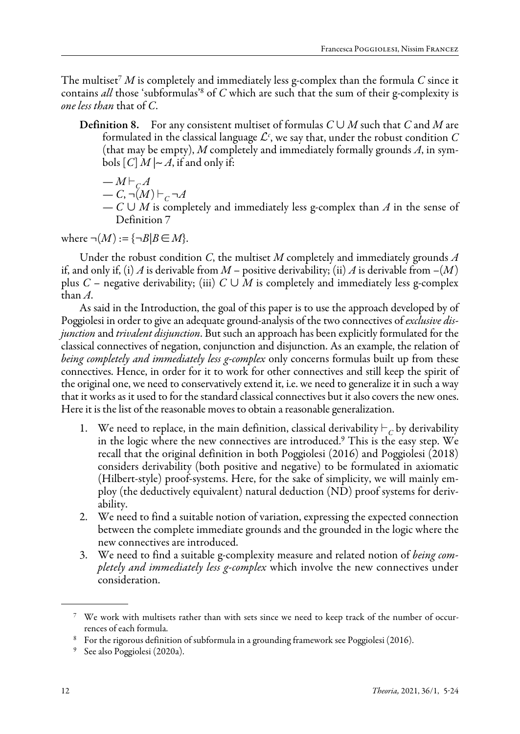The multiset[7] $M$ is completely and immediately less g-complex than the formula $C$ since it contains *all* those 'subformulas'[8] of $C$ which are such that the sum of their g-complexity is *one less than* that of $C$.

**Definition 8.** For any consistent multiset of formulas $C \cup M$ such that $C$ and $M$ are formulated in the classical language $\mathcal{L}^c$, we say that, under the robust condition $C$ (that may be empty), $M$ completely and immediately formally grounds $A$, in symbols $[C]\, M \mid\!\sim A$, if and only if:

— $M \vdash_C A$
— $C, \neg(M) \vdash_C \neg A$
— $C \cup M$ is completely and immediately less g-complex than $A$ in the sense of Definition 7

where $\neg(M) := \{\neg B | B \in M\}$.

Under the robust condition $C$, the multiset $M$ completely and immediately grounds $A$ if, and only if, (i) $A$ is derivable from $M$ – positive derivability; (ii) $A$ is derivable from $-(M)$ plus $C$ – negative derivability; (iii) $C \cup M$ is completely and immediately less g-complex than $A$.

As said in the Introduction, the goal of this paper is to use the approach developed by of Poggiolesi in order to give an adequate ground-analysis of the two connectives of *exclusive disjunction* and *trivalent disjunction*. But such an approach has been explicitly formulated for the classical connectives of negation, conjunction and disjunction. As an example, the relation of *being completely and immediately less g-complex* only concerns formulas built up from these connectives. Hence, in order for it to work for other connectives and still keep the spirit of the original one, we need to conservatively extend it, i.e. we need to generalize it in such a way that it works as it used to for the standard classical connectives but it also covers the new ones. Here it is the list of the reasonable moves to obtain a reasonable generalization.

1. We need to replace, in the main definition, classical derivability $\vdash_C$ by derivability in the logic where the new connectives are introduced.[9] This is the easy step. We recall that the original definition in both Poggiolesi (2016) and Poggiolesi (2018) considers derivability (both positive and negative) to be formulated in axiomatic (Hilbert-style) proof-systems. Here, for the sake of simplicity, we will mainly employ (the deductively equivalent) natural deduction (ND) proof systems for derivability.
2. We need to find a suitable notion of variation, expressing the expected connection between the complete immediate grounds and the grounded in the logic where the new connectives are introduced.
3. We need to find a suitable g-complexity measure and related notion of *being completely and immediately less g-complex* which involve the new connectives under consideration.

[7] We work with multisets rather than with sets since we need to keep track of the number of occurrences of each formula.

[8] For the rigorous definition of subformula in a grounding framework see Poggiolesi (2016).

[9] See also Poggiolesi (2020a).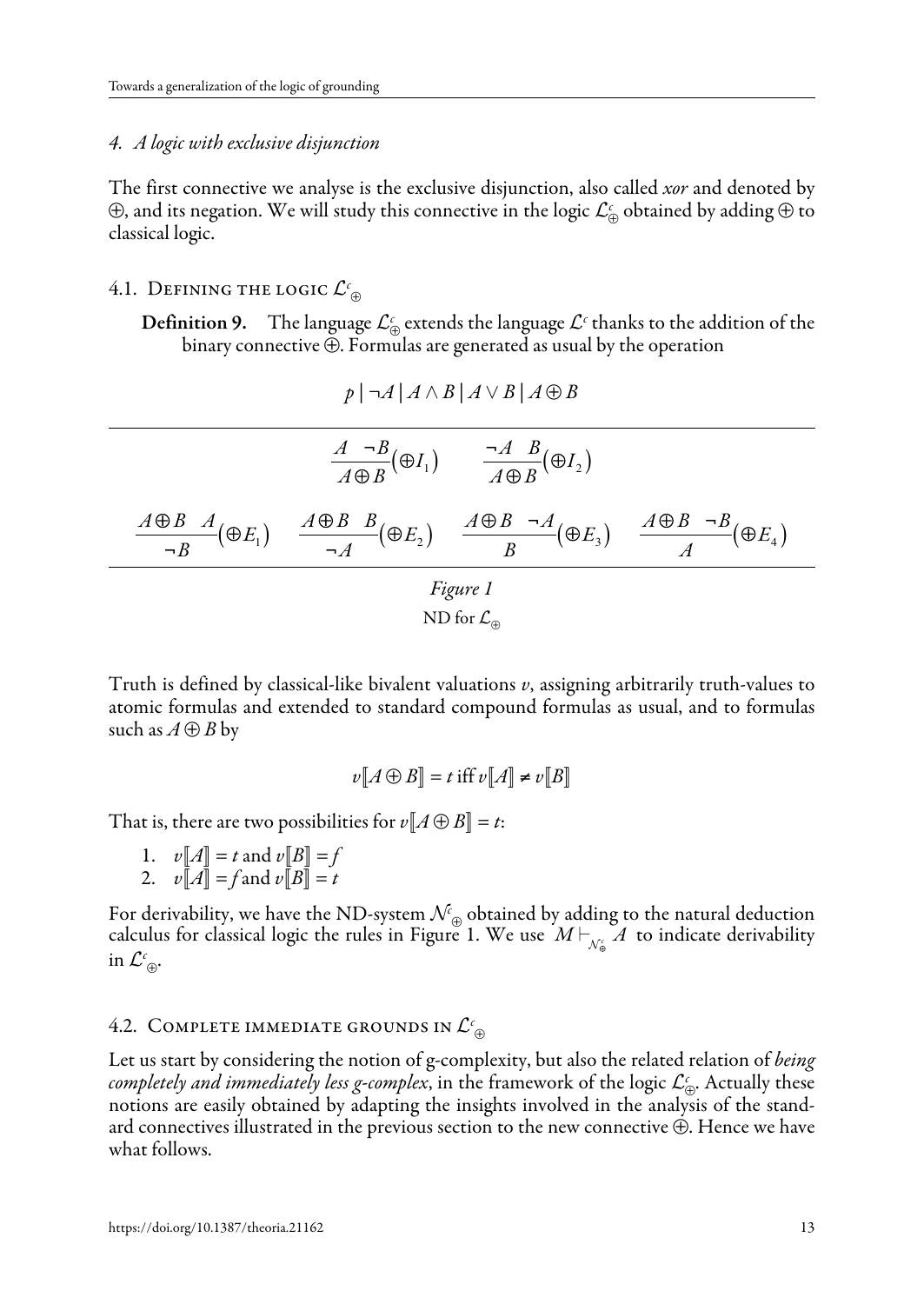## 4. *A logic with exclusive disjunction*

The first connective we analyse is the exclusive disjunction, also called *xor* and denoted by $\oplus$, and its negation. We will study this connective in the logic $\mathcal{L}^c_\oplus$ obtained by adding $\oplus$ to classical logic.

### 4.1. Defining the logic $\mathcal{L}^c_\oplus$

**Definition 9.** The language $\mathcal{L}^c_\oplus$ extends the language $\mathcal{L}^c$ thanks to the addition of the binary connective $\oplus$. Formulas are generated as usual by the operation

$$p \mid \neg A \mid A \wedge B \mid A \vee B \mid A \oplus B$$

$$\frac{A \quad \neg B}{A \oplus B}(\oplus I_1) \qquad \frac{\neg A \quad B}{A \oplus B}(\oplus I_2)$$

$$\frac{A \oplus B \quad A}{\neg B}(\oplus E_1) \qquad \frac{A \oplus B \quad B}{\neg A}(\oplus E_2) \qquad \frac{A \oplus B \quad \neg A}{B}(\oplus E_3) \qquad \frac{A \oplus B \quad \neg B}{A}(\oplus E_4)$$

*Figure 1*

ND for $\mathcal{L}_\oplus$

Truth is defined by classical-like bivalent valuations $v$, assigning arbitrarily truth-values to atomic formulas and extended to standard compound formulas as usual, and to formulas such as $A \oplus B$ by

$$v[\![A \oplus B]\!] = t \text{ iff } v[\![A]\!] \neq v[\![B]\!]$$

That is, there are two possibilities for $v[\![A \oplus B]\!] = t$:

1. $v[\![A]\!] = t$ and $v[\![B]\!] = f$
2. $v[\![A]\!] = f$ and $v[\![B]\!] = t$

For derivability, we have the ND-system $\mathcal{N}^c_\oplus$ obtained by adding to the natural deduction calculus for classical logic the rules in Figure 1. We use $M \vdash_{\mathcal{N}^c_\oplus} A$ to indicate derivability in $\mathcal{L}^c_\oplus$.

### 4.2. Complete immediate grounds in $\mathcal{L}^c_\oplus$

Let us start by considering the notion of g-complexity, but also the related relation of *being completely and immediately less g-complex*, in the framework of the logic $\mathcal{L}^c_\oplus$. Actually these notions are easily obtained by adapting the insights involved in the analysis of the standard connectives illustrated in the previous section to the new connective $\oplus$. Hence we have what follows.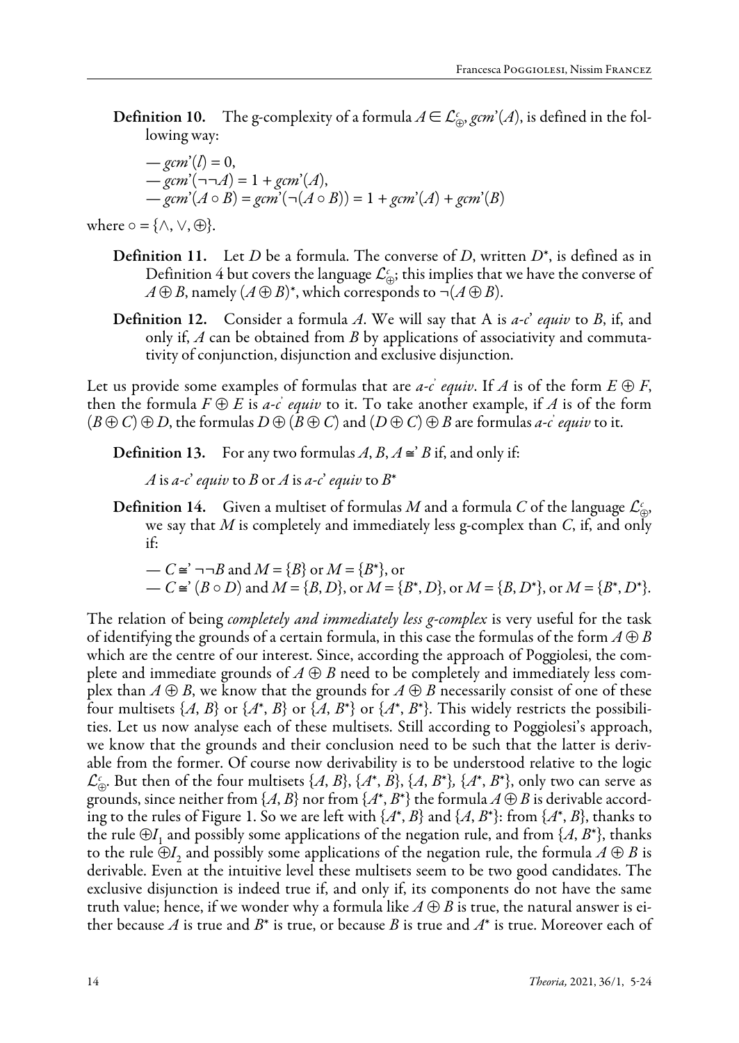**Definition 10.** The g-complexity of a formula $A \in \mathcal{L}^c_\oplus$, $gcm'(A)$, is defined in the following way:

— $gcm'(l) = 0$,
— $gcm'(\neg\neg A) = 1 + gcm'(A)$,
— $gcm'(A \circ B) = gcm'(\neg(A \circ B)) = 1 + gcm'(A) + gcm'(B)$

where $\circ = \{\wedge, \vee, \oplus\}$.

**Definition 11.** Let $D$ be a formula. The converse of $D$, written $D^*$, is defined as in Definition 4 but covers the language $\mathcal{L}^c_\oplus$; this implies that we have the converse of $A \oplus B$, namely $(A \oplus B)^*$, which corresponds to $\neg(A \oplus B)$.

**Definition 12.** Consider a formula $A$. We will say that A is *a-c' equiv* to $B$, if, and only if, $A$ can be obtained from $B$ by applications of associativity and commutativity of conjunction, disjunction and exclusive disjunction.

Let us provide some examples of formulas that are *a-c' equiv*. If $A$ is of the form $E \oplus F$, then the formula $F \oplus E$ is *a-c' equiv* to it. To take another example, if $A$ is of the form $(B \oplus C) \oplus D$, the formulas $D \oplus (B \oplus C)$ and $(D \oplus C) \oplus B$ are formulas *a-c' equiv* to it.

**Definition 13.** For any two formulas $A, B$, $A \cong' B$ if, and only if:

$A$ is *a-c' equiv* to $B$ or $A$ is *a-c' equiv* to $B^*$

**Definition 14.** Given a multiset of formulas $M$ and a formula $C$ of the language $\mathcal{L}^c_\oplus$, we say that $M$ is completely and immediately less g-complex than $C$, if, and only if:

— $C \cong' \neg\neg B$ and $M = \{B\}$ or $M = \{B^*\}$, or
— $C \cong' (B \circ D)$ and $M = \{B, D\}$, or $M = \{B^*, D\}$, or $M = \{B, D^*\}$, or $M = \{B^*, D^*\}$.

The relation of being *completely and immediately less g-complex* is very useful for the task of identifying the grounds of a certain formula, in this case the formulas of the form $A \oplus B$ which are the centre of our interest. Since, according the approach of Poggiolesi, the complete and immediate grounds of $A \oplus B$ need to be completely and immediately less complex than $A \oplus B$, we know that the grounds for $A \oplus B$ necessarily consist of one of these four multisets $\{A, B\}$ or $\{A^*, B\}$ or $\{A, B^*\}$ or $\{A^*, B^*\}$. This widely restricts the possibilities. Let us now analyse each of these multisets. Still according to Poggiolesi's approach, we know that the grounds and their conclusion need to be such that the latter is derivable from the former. Of course now derivability is to be understood relative to the logic $\mathcal{L}^c_\oplus$. But then of the four multisets $\{A, B\}$, $\{A^*, B\}$, $\{A, B^*\}$, $\{A^*, B^*\}$, only two can serve as grounds, since neither from $\{A, B\}$ nor from $\{A^*, B^*\}$ the formula $A \oplus B$ is derivable according to the rules of Figure 1. So we are left with $\{A^*, B\}$ and $\{A, B^*\}$: from $\{A^*, B\}$, thanks to the rule $\oplus I_1$ and possibly some applications of the negation rule, and from $\{A, B^*\}$, thanks to the rule $\oplus I_2$ and possibly some applications of the negation rule, the formula $A \oplus B$ is derivable. Even at the intuitive level these multisets seem to be two good candidates. The exclusive disjunction is indeed true if, and only if, its components do not have the same truth value; hence, if we wonder why a formula like $A \oplus B$ is true, the natural answer is either because $A$ is true and $B^*$ is true, or because $B$ is true and $A^*$ is true. Moreover each of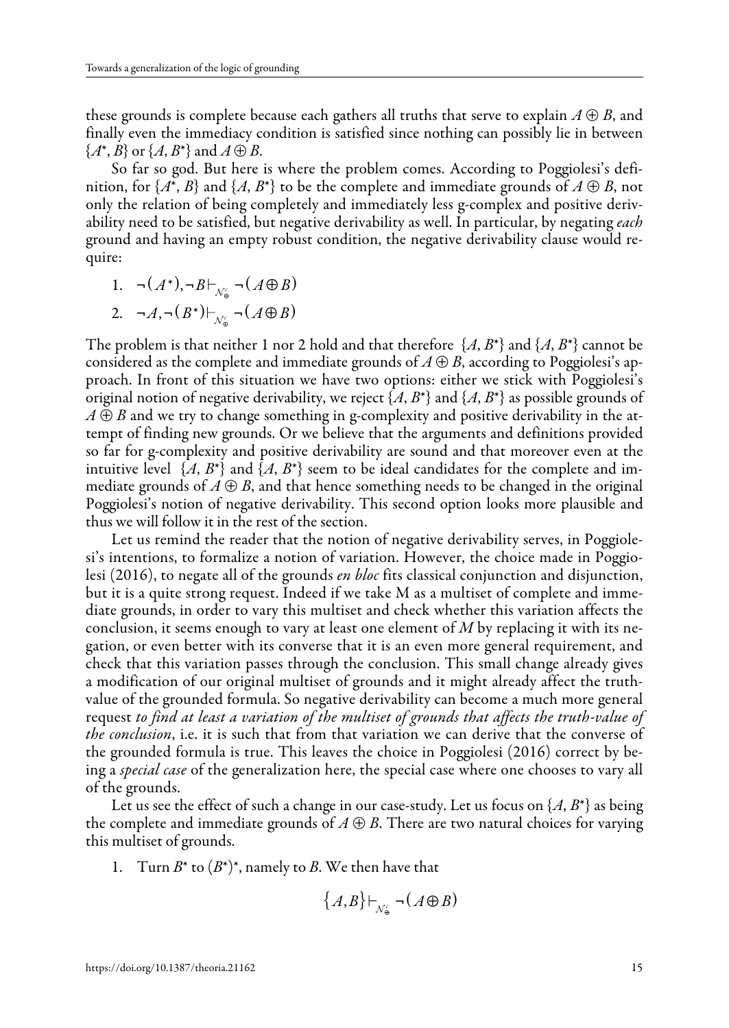these grounds is complete because each gathers all truths that serve to explain $A \oplus B$, and finally even the immediacy condition is satisfied since nothing can possibly lie in between $\{A^*, B\}$ or $\{A, B^*\}$ and $A \oplus B$.

So far so god. But here is where the problem comes. According to Poggiolesi's definition, for $\{A^*, B\}$ and $\{A, B^*\}$ to be the complete and immediate grounds of $A \oplus B$, not only the relation of being completely and immediately less g-complex and positive derivability need to be satisfied, but negative derivability as well. In particular, by negating *each* ground and having an empty robust condition, the negative derivability clause would require:

1. $\neg(A^*), \neg B \vdash_{\mathcal{N}_{\oplus}^c} \neg(A \oplus B)$
2. $\neg A, \neg(B^*) \vdash_{\mathcal{N}_{\oplus}^c} \neg(A \oplus B)$

The problem is that neither 1 nor 2 hold and that therefore $\{A, B^*\}$ and $\{A, B^*\}$ cannot be considered as the complete and immediate grounds of $A \oplus B$, according to Poggiolesi's approach. In front of this situation we have two options: either we stick with Poggiolesi's original notion of negative derivability, we reject $\{A, B^*\}$ and $\{A, B^*\}$ as possible grounds of $A \oplus B$ and we try to change something in g-complexity and positive derivability in the attempt of finding new grounds. Or we believe that the arguments and definitions provided so far for g-complexity and positive derivability are sound and that moreover even at the intuitive level $\{A, B^*\}$ and $\{A, B^*\}$ seem to be ideal candidates for the complete and immediate grounds of $A \oplus B$, and that hence something needs to be changed in the original Poggiolesi's notion of negative derivability. This second option looks more plausible and thus we will follow it in the rest of the section.

Let us remind the reader that the notion of negative derivability serves, in Poggiolesi's intentions, to formalize a notion of variation. However, the choice made in Poggiolesi (2016), to negate all of the grounds *en bloc* fits classical conjunction and disjunction, but it is a quite strong request. Indeed if we take M as a multiset of complete and immediate grounds, in order to vary this multiset and check whether this variation affects the conclusion, it seems enough to vary at least one element of $M$ by replacing it with its negation, or even better with its converse that it is an even more general requirement, and check that this variation passes through the conclusion. This small change already gives a modification of our original multiset of grounds and it might already affect the truth-value of the grounded formula. So negative derivability can become a much more general request *to find at least a variation of the multiset of grounds that affects the truth-value of the conclusion*, i.e. it is such that from that variation we can derive that the converse of the grounded formula is true. This leaves the choice in Poggiolesi (2016) correct by being a *special case* of the generalization here, the special case where one chooses to vary all of the grounds.

Let us see the effect of such a change in our case-study. Let us focus on $\{A, B^*\}$ as being the complete and immediate grounds of $A \oplus B$. There are two natural choices for varying this multiset of grounds.

1. Turn $B^*$ to $(B^*)^*$, namely to $B$. We then have that

$$\{A, B\} \vdash_{\mathcal{N}_{\oplus}^c} \neg(A \oplus B)$$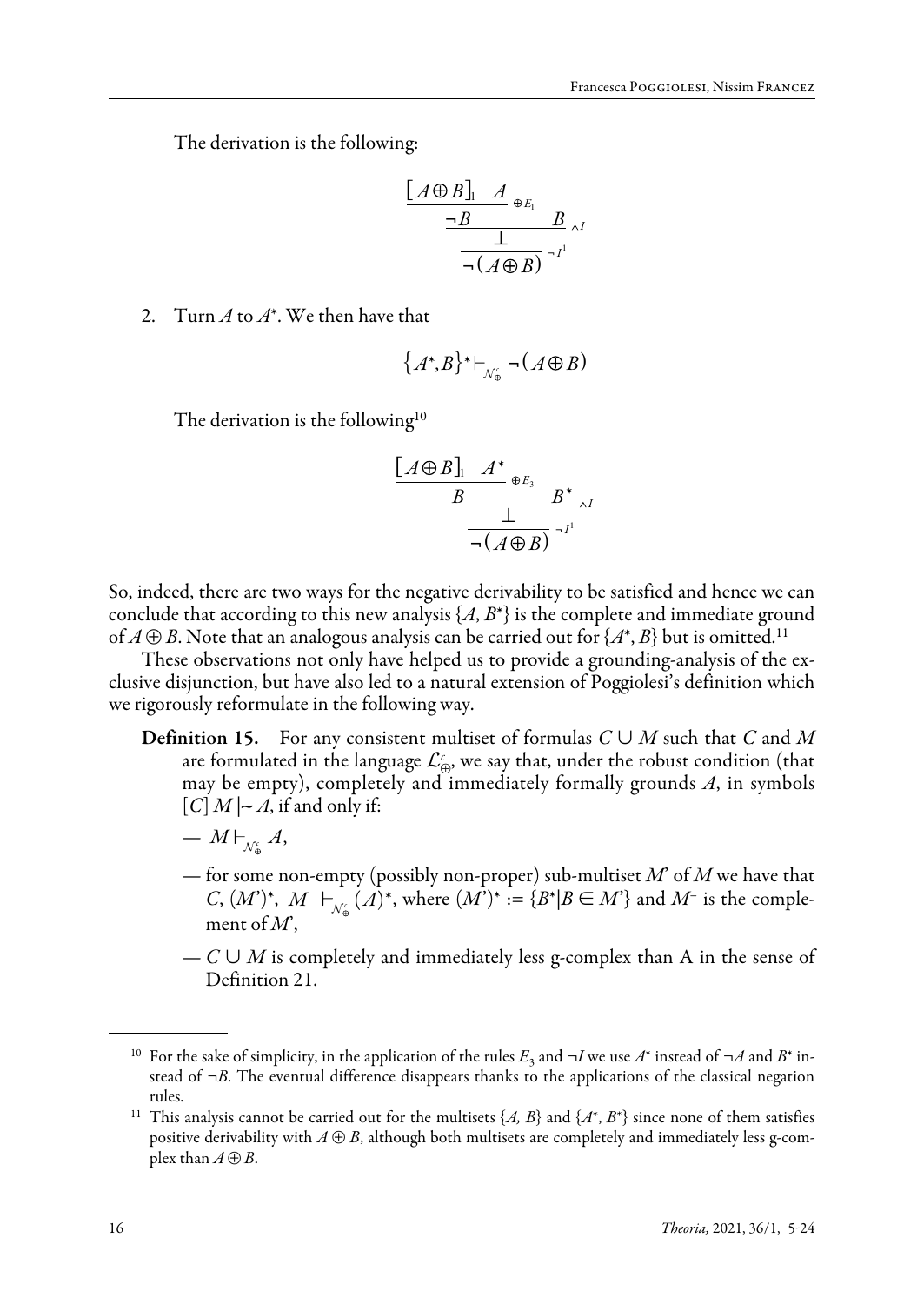The derivation is the following:

$$\dfrac{\dfrac{\dfrac{[A \oplus B]_1 \quad A}{\neg B}\oplus E_1 \qquad B}{\bot}\wedge I}{\neg(A \oplus B)}\neg I^1$$

2. Turn $A$ to $A^*$. We then have that

$$\{A^*, B\}^* \vdash_{\mathcal{N}^c_\oplus} \neg(A \oplus B)$$

The derivation is the following[10]

$$\dfrac{\dfrac{\dfrac{[A \oplus B]_1 \quad A^*}{B}\oplus E_3 \qquad B^*}{\bot}\wedge I}{\neg(A \oplus B)}\neg I^1$$

So, indeed, there are two ways for the negative derivability to be satisfied and hence we can conclude that according to this new analysis $\{A, B^*\}$ is the complete and immediate ground of $A \oplus B$. Note that an analogous analysis can be carried out for $\{A^*, B\}$ but is omitted.[11]

These observations not only have helped us to provide a grounding-analysis of the exclusive disjunction, but have also led to a natural extension of Poggiolesi's definition which we rigorously reformulate in the following way.

**Definition 15.** For any consistent multiset of formulas $C \cup M$ such that $C$ and $M$ are formulated in the language $\mathcal{L}^c_\oplus$, we say that, under the robust condition (that may be empty), completely and immediately formally grounds $A$, in symbols $[C]\, M \mid\!\sim A$, if and only if:

— $M \vdash_{\mathcal{N}^c_\oplus} A$,

— for some non-empty (possibly non-proper) sub-multiset $M'$ of $M$ we have that $C, (M')^*, M^- \vdash_{\mathcal{N}^c_\oplus} (A)^*$, where $(M')^* := \{B^* | B \in M'\}$ and $M^-$ is the complement of $M'$,

— $C \cup M$ is completely and immediately less g-complex than A in the sense of Definition 21.

---

[10] For the sake of simplicity, in the application of the rules $E_3$ and $\neg I$ we use $A^*$ instead of $\neg A$ and $B^*$ instead of $\neg B$. The eventual difference disappears thanks to the applications of the classical negation rules.

[11] This analysis cannot be carried out for the multisets $\{A, B\}$ and $\{A^*, B^*\}$ since none of them satisfies positive derivability with $A \oplus B$, although both multisets are completely and immediately less g-complex than $A \oplus B$.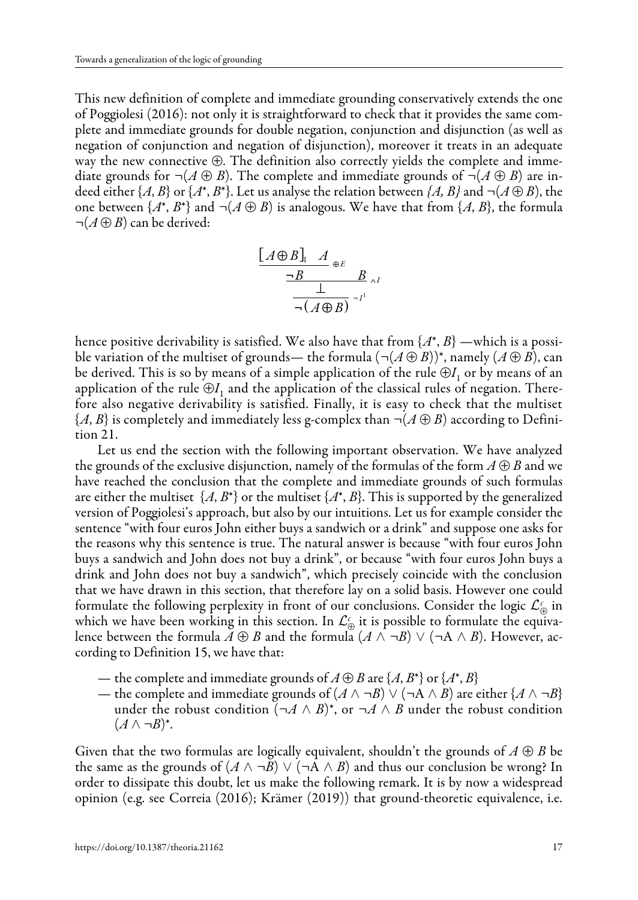This new definition of complete and immediate grounding conservatively extends the one of Poggiolesi (2016): not only it is straightforward to check that it provides the same complete and immediate grounds for double negation, conjunction and disjunction (as well as negation of conjunction and negation of disjunction), moreover it treats in an adequate way the new connective $\oplus$. The definition also correctly yields the complete and immediate grounds for $\neg(A \oplus B)$. The complete and immediate grounds of $\neg(A \oplus B)$ are indeed either $\{A, B\}$ or $\{A^*, B^*\}$. Let us analyse the relation between $\{A, B\}$ and $\neg(A \oplus B)$, the one between $\{A^*, B^*\}$ and $\neg(A \oplus B)$ is analogous. We have that from $\{A, B\}$, the formula $\neg(A \oplus B)$ can be derived:

$$\dfrac{\dfrac{\dfrac{[A \oplus B]_1 \quad A}{\neg B}\oplus E \qquad B}{\bot}\wedge I}{\neg(A \oplus B)}\neg I^1$$

hence positive derivability is satisfied. We also have that from $\{A^*, B\}$ —which is a possible variation of the multiset of grounds— the formula $(\neg(A \oplus B))^*$, namely $(A \oplus B)$, can be derived. This is so by means of a simple application of the rule $\oplus I_1$ or by means of an application of the rule $\oplus I_1$ and the application of the classical rules of negation. Therefore also negative derivability is satisfied. Finally, it is easy to check that the multiset $\{A, B\}$ is completely and immediately less g-complex than $\neg(A \oplus B)$ according to Definition 21.

Let us end the section with the following important observation. We have analyzed the grounds of the exclusive disjunction, namely of the formulas of the form $A \oplus B$ and we have reached the conclusion that the complete and immediate grounds of such formulas are either the multiset $\{A, B^*\}$ or the multiset $\{A^*, B\}$. This is supported by the generalized version of Poggiolesi's approach, but also by our intuitions. Let us for example consider the sentence "with four euros John either buys a sandwich or a drink" and suppose one asks for the reasons why this sentence is true. The natural answer is because "with four euros John buys a sandwich and John does not buy a drink", or because "with four euros John buys a drink and John does not buy a sandwich", which precisely coincide with the conclusion that we have drawn in this section, that therefore lay on a solid basis. However one could formulate the following perplexity in front of our conclusions. Consider the logic $\mathcal{L}^c_\oplus$ in which we have been working in this section. In $\mathcal{L}^c_\oplus$ it is possible to formulate the equivalence between the formula $A \oplus B$ and the formula $(A \wedge \neg B) \vee (\neg A \wedge B)$. However, according to Definition 15, we have that:

- — the complete and immediate grounds of $A \oplus B$ are $\{A, B^*\}$ or $\{A^*, B\}$
- — the complete and immediate grounds of $(A \wedge \neg B) \vee (\neg A \wedge B)$ are either $\{A \wedge \neg B\}$ under the robust condition $(\neg A \wedge B)^*$, or $\neg A \wedge B$ under the robust condition $(A \wedge \neg B)^*$.

Given that the two formulas are logically equivalent, shouldn't the grounds of $A \oplus B$ be the same as the grounds of $(A \wedge \neg B) \vee (\neg A \wedge B)$ and thus our conclusion be wrong? In order to dissipate this doubt, let us make the following remark. It is by now a widespread opinion (e.g. see Correia (2016); Krämer (2019)) that ground-theoretic equivalence, i.e.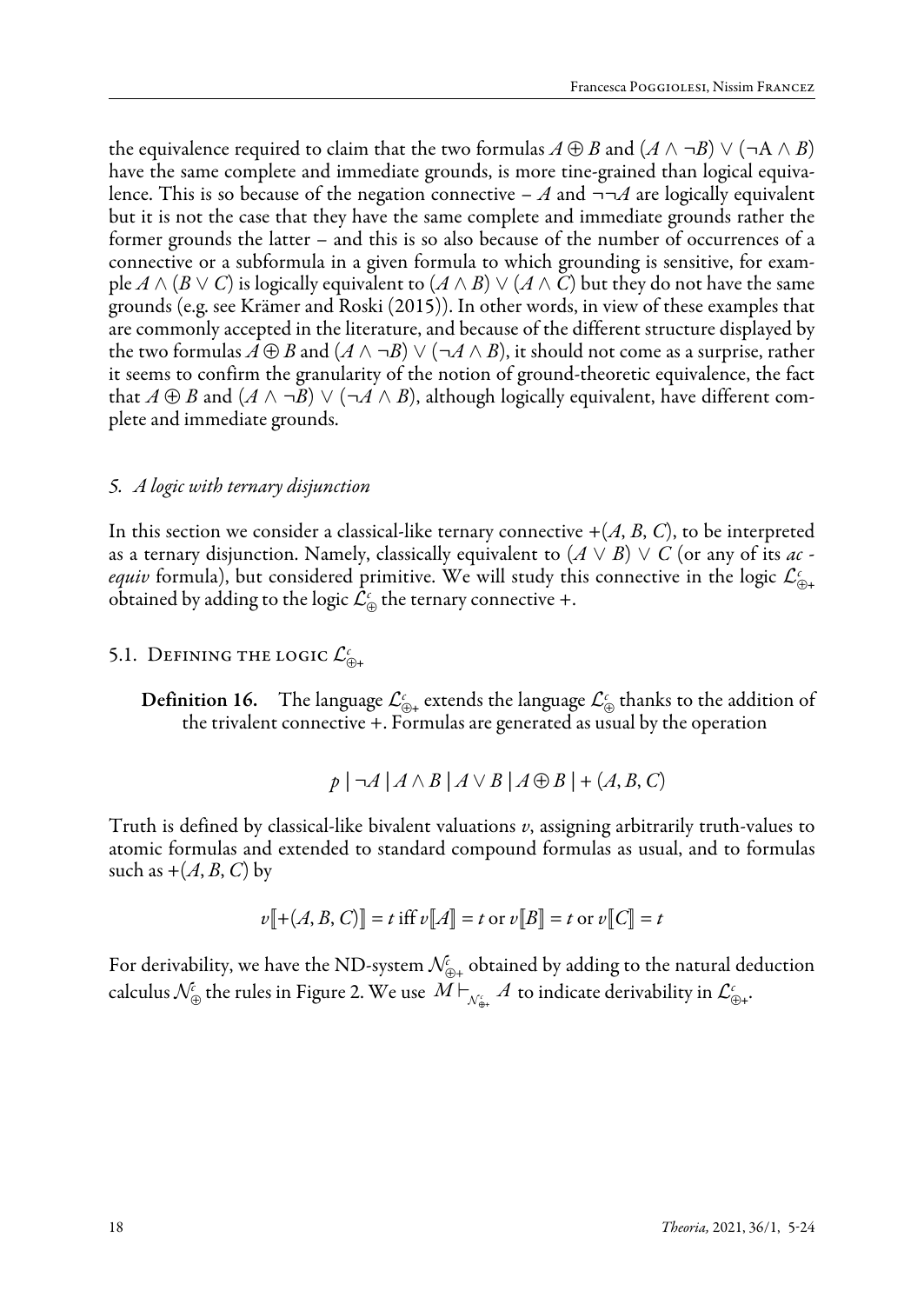the equivalence required to claim that the two formulas $A \oplus B$ and $(A \wedge \neg B) \vee (\neg A \wedge B)$ have the same complete and immediate grounds, is more tine-grained than logical equivalence. This is so because of the negation connective – $A$ and $\neg\neg A$ are logically equivalent but it is not the case that they have the same complete and immediate grounds rather the former grounds the latter – and this is so also because of the number of occurrences of a connective or a subformula in a given formula to which grounding is sensitive, for example $A \wedge (B \vee C)$ is logically equivalent to $(A \wedge B) \vee (A \wedge C)$ but they do not have the same grounds (e.g. see Krämer and Roski (2015)). In other words, in view of these examples that are commonly accepted in the literature, and because of the different structure displayed by the two formulas $A \oplus B$ and $(A \wedge \neg B) \vee (\neg A \wedge B)$, it should not come as a surprise, rather it seems to confirm the granularity of the notion of ground-theoretic equivalence, the fact that $A \oplus B$ and $(A \wedge \neg B) \vee (\neg A \wedge B)$, although logically equivalent, have different complete and immediate grounds.

## 5. *A logic with ternary disjunction*

In this section we consider a classical-like ternary connective $+(A, B, C)$, to be interpreted as a ternary disjunction. Namely, classically equivalent to $(A \vee B) \vee C$ (or any of its *ac - equiv* formula), but considered primitive. We will study this connective in the logic $\mathcal{L}^c_{\oplus+}$ obtained by adding to the logic $\mathcal{L}^c_{\oplus}$ the ternary connective $+$.

### 5.1. Defining the logic $\mathcal{L}^c_{\oplus+}$

**Definition 16.** The language $\mathcal{L}^c_{\oplus+}$ extends the language $\mathcal{L}^c_{\oplus}$ thanks to the addition of the trivalent connective $+$. Formulas are generated as usual by the operation

$$p \mid \neg A \mid A \wedge B \mid A \vee B \mid A \oplus B \mid +(A, B, C)$$

Truth is defined by classical-like bivalent valuations $v$, assigning arbitrarily truth-values to atomic formulas and extended to standard compound formulas as usual, and to formulas such as $+(A, B, C)$ by

$$v[\![+(A, B, C)]\!] = t \text{ iff } v[\![A]\!] = t \text{ or } v[\![B]\!] = t \text{ or } v[\![C]\!] = t$$

For derivability, we have the ND-system $\mathcal{N}^c_{\oplus+}$ obtained by adding to the natural deduction calculus $\mathcal{N}^c_{\oplus}$ the rules in Figure 2. We use $M \vdash_{\mathcal{N}^c_{\oplus+}} A$ to indicate derivability in $\mathcal{L}^c_{\oplus+}$.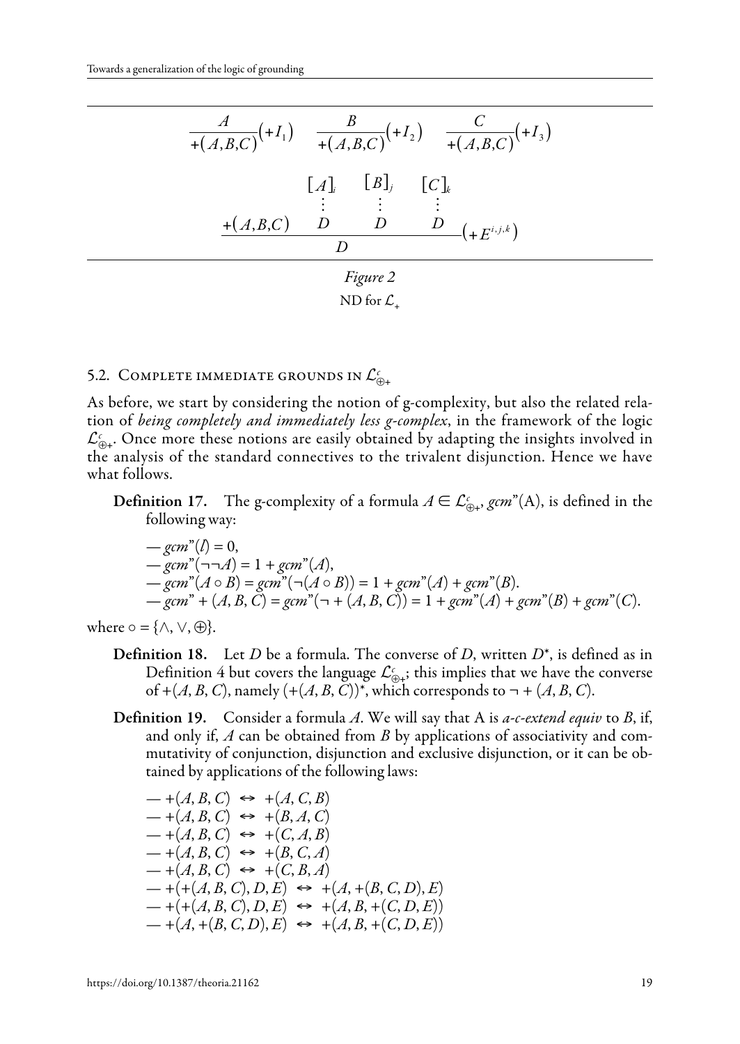$$\frac{A}{+(A,B,C)}(+I_1) \qquad \frac{B}{+(A,B,C)}(+I_2) \qquad \frac{C}{+(A,B,C)}(+I_3)$$

$$\dfrac{+(A,B,C) \quad \begin{matrix}[A]_i \\ \vdots \\ D\end{matrix} \quad \begin{matrix}[B]_j \\ \vdots \\ D\end{matrix} \quad \begin{matrix}[C]_k \\ \vdots \\ D\end{matrix}}{D}(+E^{i,j,k})$$

*Figure 2*

ND for $\mathcal{L}_+$

### 5.2. Complete immediate grounds in $\mathcal{L}^c_{\oplus+}$

As before, we start by considering the notion of g-complexity, but also the related relation of *being completely and immediately less g-complex*, in the framework of the logic $\mathcal{L}^c_{\oplus+}$. Once more these notions are easily obtained by adapting the insights involved in the analysis of the standard connectives to the trivalent disjunction. Hence we have what follows.

**Definition 17.** The g-complexity of a formula $A \in \mathcal{L}^c_{\oplus+}$, $gcm''(A)$, is defined in the following way:

— $gcm''(l) = 0$,
— $gcm''(\neg\neg A) = 1 + gcm''(A)$,
— $gcm''(A \circ B) = gcm''(\neg(A \circ B)) = 1 + gcm''(A) + gcm''(B)$.
— $gcm'' + (A, B, C) = gcm''(\neg + (A, B, C)) = 1 + gcm''(A) + gcm''(B) + gcm''(C)$.

where $\circ = \{\wedge, \vee, \oplus\}$.

**Definition 18.** Let $D$ be a formula. The converse of $D$, written $D^*$, is defined as in Definition 4 but covers the language $\mathcal{L}^c_{\oplus+}$; this implies that we have the converse of $+(A, B, C)$, namely $(+(A, B, C))^*$, which corresponds to $\neg + (A, B, C)$.

**Definition 19.** Consider a formula $A$. We will say that A is *a-c-extend equiv* to $B$, if, and only if, $A$ can be obtained from $B$ by applications of associativity and commutativity of conjunction, disjunction and exclusive disjunction, or it can be obtained by applications of the following laws:

— $+(A, B, C) \leftrightarrow +(A, C, B)$
— $+(A, B, C) \leftrightarrow +(B, A, C)$
— $+(A, B, C) \leftrightarrow +(C, A, B)$
— $+(A, B, C) \leftrightarrow +(B, C, A)$
— $+(A, B, C) \leftrightarrow +(C, B, A)$
— $+(+(A, B, C), D, E) \leftrightarrow +(A, +(B, C, D), E)$
— $+(+(A, B, C), D, E) \leftrightarrow +(A, B, +(C, D, E))$
— $+(A, +(B, C, D), E) \leftrightarrow +(A, B, +(C, D, E))$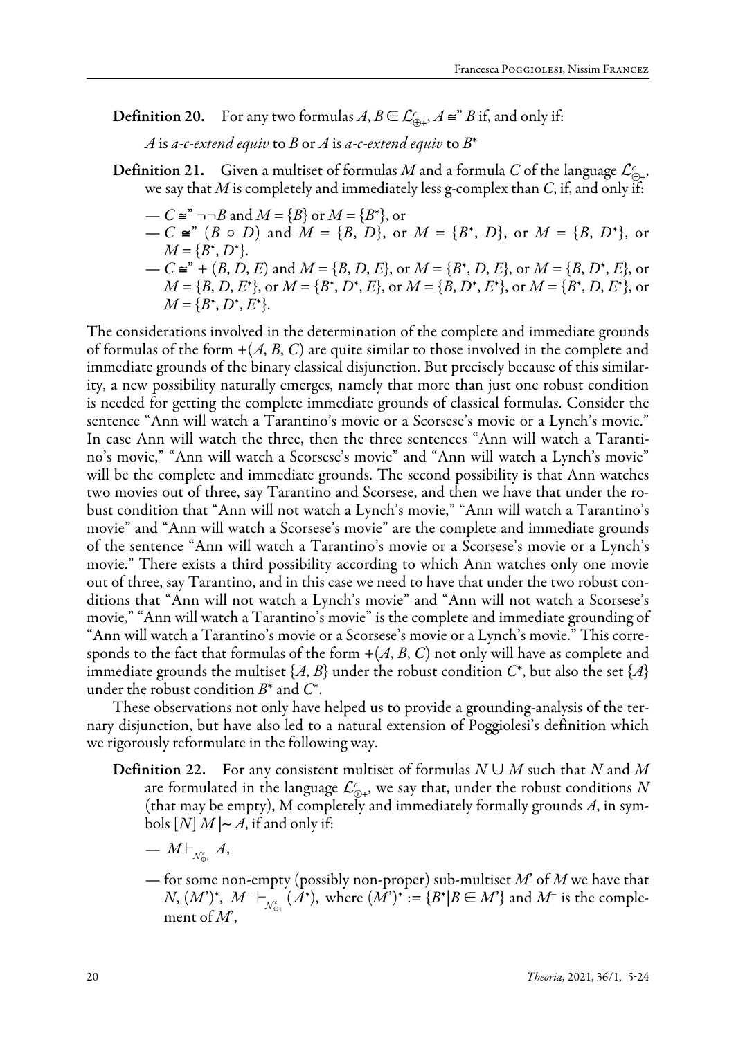**Definition 20.** For any two formulas $A, B \in \mathcal{L}^c_{\oplus+}$, $A \cong" B$ if, and only if:

*A* is *a-c-extend equiv* to *B* or *A* is *a-c-extend equiv* to $B^*$

**Definition 21.** Given a multiset of formulas *M* and a formula *C* of the language $\mathcal{L}^c_{\oplus+}$, we say that *M* is completely and immediately less g-complex than *C*, if, and only if:

— $C \cong" \neg\neg B$ and $M = \{B\}$ or $M = \{B^*\}$, or

— $C \cong" (B \circ D)$ and $M = \{B, D\}$, or $M = \{B^*, D\}$, or $M = \{B, D^*\}$, or $M = \{B^*, D^*\}$.

— $C \cong" +(B, D, E)$ and $M = \{B, D, E\}$, or $M = \{B^*, D, E\}$, or $M = \{B, D^*, E\}$, or $M = \{B, D, E^*\}$, or $M = \{B^*, D^*, E\}$, or $M = \{B, D^*, E^*\}$, or $M = \{B^*, D, E^*\}$, or $M = \{B^*, D^*, E^*\}$.

The considerations involved in the determination of the complete and immediate grounds of formulas of the form $+(A, B, C)$ are quite similar to those involved in the complete and immediate grounds of the binary classical disjunction. But precisely because of this similarity, a new possibility naturally emerges, namely that more than just one robust condition is needed for getting the complete immediate grounds of classical formulas. Consider the sentence "Ann will watch a Tarantino's movie or a Scorsese's movie or a Lynch's movie." In case Ann will watch the three, then the three sentences "Ann will watch a Tarantino's movie," "Ann will watch a Scorsese's movie" and "Ann will watch a Lynch's movie" will be the complete and immediate grounds. The second possibility is that Ann watches two movies out of three, say Tarantino and Scorsese, and then we have that under the robust condition that "Ann will not watch a Lynch's movie," "Ann will watch a Tarantino's movie" and "Ann will watch a Scorsese's movie" are the complete and immediate grounds of the sentence "Ann will watch a Tarantino's movie or a Scorsese's movie or a Lynch's movie." There exists a third possibility according to which Ann watches only one movie out of three, say Tarantino, and in this case we need to have that under the two robust conditions that "Ann will not watch a Lynch's movie" and "Ann will not watch a Scorsese's movie," "Ann will watch a Tarantino's movie" is the complete and immediate grounding of "Ann will watch a Tarantino's movie or a Scorsese's movie or a Lynch's movie." This corresponds to the fact that formulas of the form $+(A, B, C)$ not only will have as complete and immediate grounds the multiset $\{A, B\}$ under the robust condition $C^*$, but also the set $\{A\}$ under the robust condition $B^*$ and $C^*$.

These observations not only have helped us to provide a grounding-analysis of the ternary disjunction, but have also led to a natural extension of Poggiolesi's definition which we rigorously reformulate in the following way.

**Definition 22.** For any consistent multiset of formulas $N \cup M$ such that *N* and *M* are formulated in the language $\mathcal{L}^c_{\oplus+}$, we say that, under the robust conditions *N* (that may be empty), M completely and immediately formally grounds *A*, in symbols $[N]\, M \mid\!\sim A$, if and only if:

— $M \vdash_{\mathcal{N}^c_{\oplus+}} A$,

— for some non-empty (possibly non-proper) sub-multiset $M'$ of *M* we have that $N, (M')^*, M^- \vdash_{\mathcal{N}^c_{\oplus+}} (A^*)$, where $(M')^* := \{B^* | B \in M'\}$ and $M^-$ is the complement of $M'$,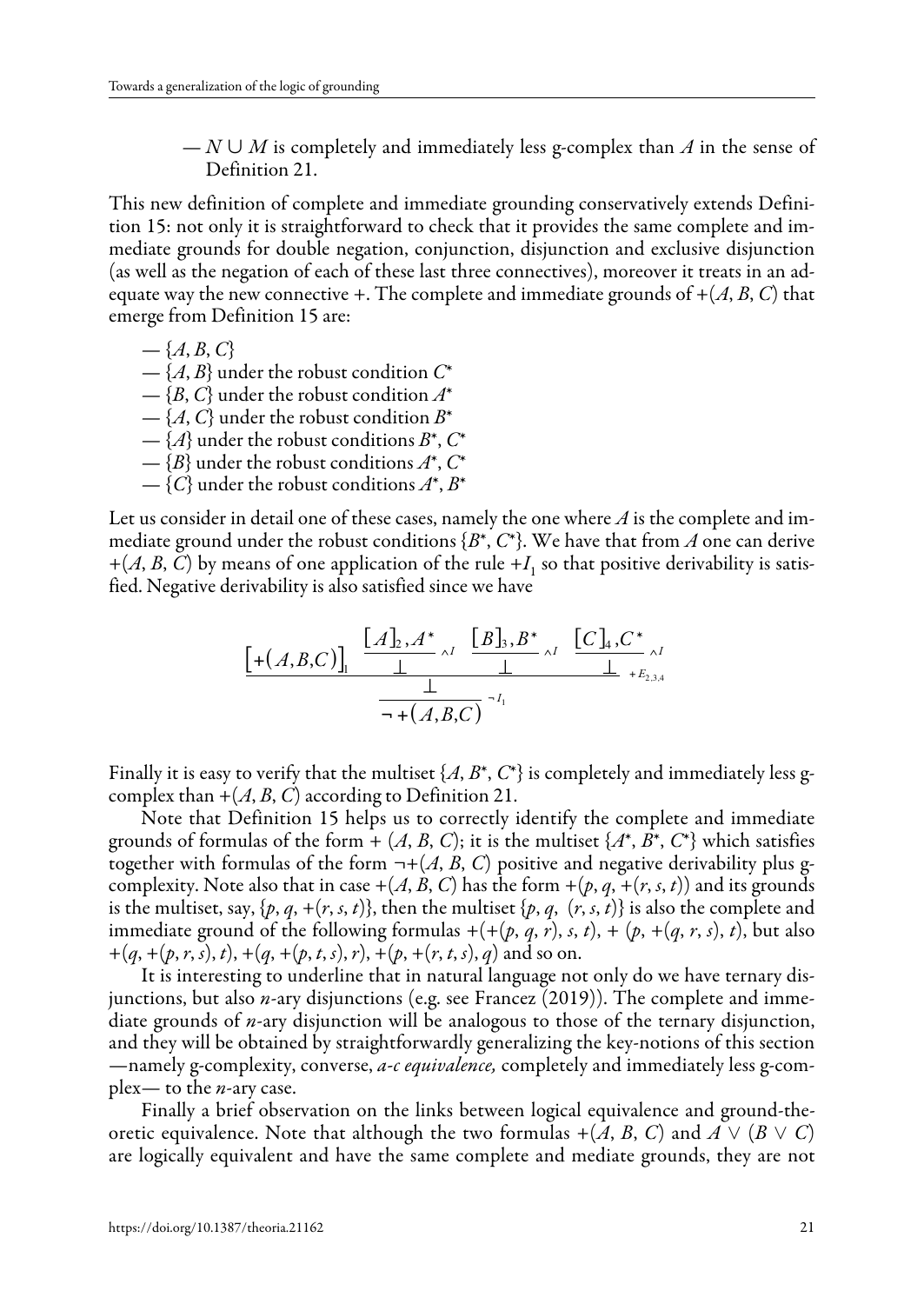— $N \cup M$ is completely and immediately less g-complex than $A$ in the sense of Definition 21.

This new definition of complete and immediate grounding conservatively extends Definition 15: not only it is straightforward to check that it provides the same complete and immediate grounds for double negation, conjunction, disjunction and exclusive disjunction (as well as the negation of each of these last three connectives), moreover it treats in an adequate way the new connective +. The complete and immediate grounds of $+(A, B, C)$ that emerge from Definition 15 are:

- $\{A, B, C\}$
- $\{A, B\}$ under the robust condition $C^*$
- $\{B, C\}$ under the robust condition $A^*$
- $\{A, C\}$ under the robust condition $B^*$
- $\{A\}$ under the robust conditions $B^*$, $C^*$
- $\{B\}$ under the robust conditions $A^*$, $C^*$
- $\{C\}$ under the robust conditions $A^*$, $B^*$

Let us consider in detail one of these cases, namely the one where $A$ is the complete and immediate ground under the robust conditions $\{B^*, C^*\}$. We have that from $A$ one can derive $+(A, B, C)$ by means of one application of the rule $+I_1$ so that positive derivability is satisfied. Negative derivability is also satisfied since we have

$$\dfrac{\dfrac{[+(A,B,C)]_1 \quad \dfrac{[A]_2, A^*}{\bot}\wedge I \quad \dfrac{[B]_3, B^*}{\bot}\wedge I \quad \dfrac{[C]_4, C^*}{\bot}\wedge I}{\bot}+E_{2,3,4}}{\neg +(A,B,C)}\neg I_1$$

Finally it is easy to verify that the multiset $\{A, B^*, C^*\}$ is completely and immediately less g-complex than $+(A, B, C)$ according to Definition 21.

Note that Definition 15 helps us to correctly identify the complete and immediate grounds of formulas of the form $+ (A, B, C)$; it is the multiset $\{A^*, B^*, C^*\}$ which satisfies together with formulas of the form $\neg+(A, B, C)$ positive and negative derivability plus g-complexity. Note also that in case $+(A, B, C)$ has the form $+(p, q, +(r, s, t))$ and its grounds is the multiset, say, $\{p, q, +(r, s, t)\}$, then the multiset $\{p, q, (r, s, t)\}$ is also the complete and immediate ground of the following formulas $+(+(p, q, r), s, t)$, $+ (p, +(q, r, s), t)$, but also $+(q, +(p, r, s), t)$, $+(q, +(p, t, s), r)$, $+(p, +(r, t, s), q)$ and so on.

It is interesting to underline that in natural language not only do we have ternary disjunctions, but also $n$-ary disjunctions (e.g. see Francez (2019)). The complete and immediate grounds of $n$-ary disjunction will be analogous to those of the ternary disjunction, and they will be obtained by straightforwardly generalizing the key-notions of this section —namely g-complexity, converse, *a-c equivalence,* completely and immediately less g-complex— to the $n$-ary case.

Finally a brief observation on the links between logical equivalence and ground-theoretic equivalence. Note that although the two formulas $+(A, B, C)$ and $A \vee (B \vee C)$ are logically equivalent and have the same complete and mediate grounds, they are not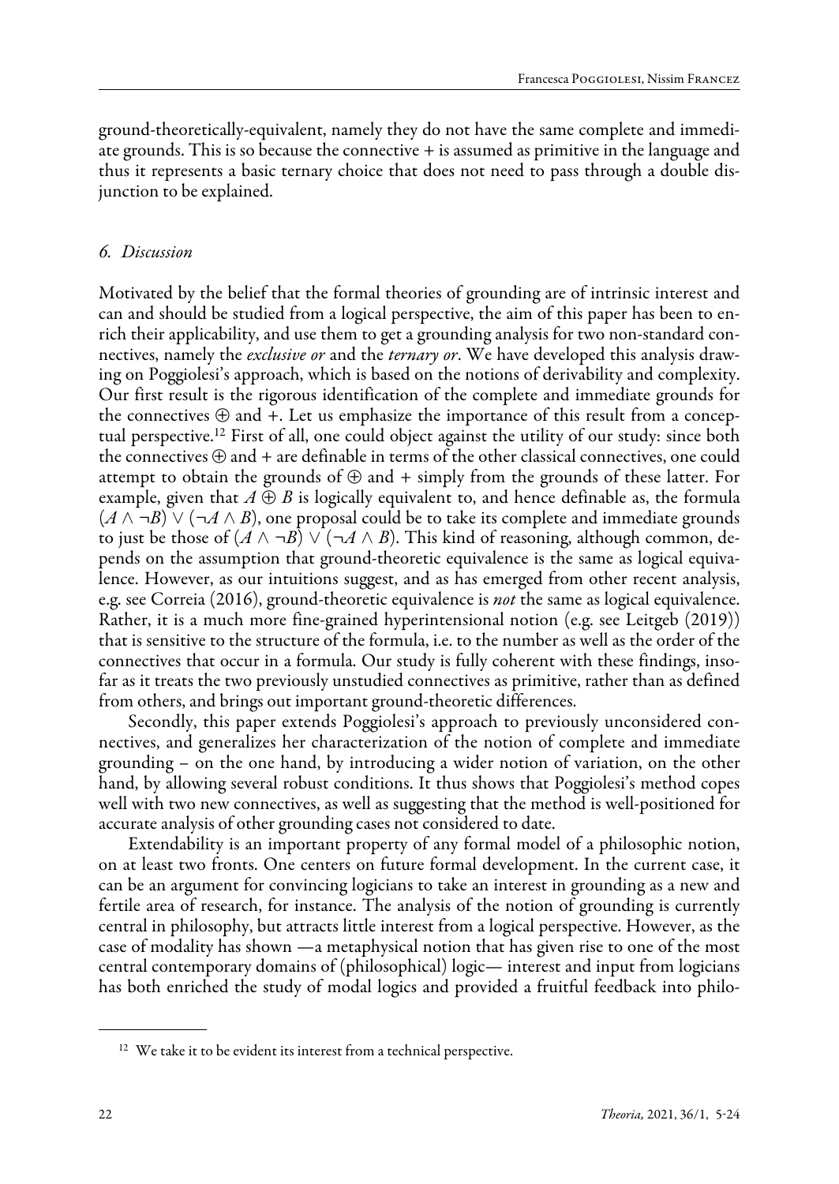ground-theoretically-equivalent, namely they do not have the same complete and immediate grounds. This is so because the connective + is assumed as primitive in the language and thus it represents a basic ternary choice that does not need to pass through a double disjunction to be explained.

### *6. Discussion*

Motivated by the belief that the formal theories of grounding are of intrinsic interest and can and should be studied from a logical perspective, the aim of this paper has been to enrich their applicability, and use them to get a grounding analysis for two non-standard connectives, namely the *exclusive or* and the *ternary or*. We have developed this analysis drawing on Poggiolesi's approach, which is based on the notions of derivability and complexity. Our first result is the rigorous identification of the complete and immediate grounds for the connectives $\oplus$ and +. Let us emphasize the importance of this result from a conceptual perspective.[12] First of all, one could object against the utility of our study: since both the connectives $\oplus$ and + are definable in terms of the other classical connectives, one could attempt to obtain the grounds of $\oplus$ and + simply from the grounds of these latter. For example, given that $A \oplus B$ is logically equivalent to, and hence definable as, the formula $(A \wedge \neg B) \vee (\neg A \wedge B)$, one proposal could be to take its complete and immediate grounds to just be those of $(A \wedge \neg B) \vee (\neg A \wedge B)$. This kind of reasoning, although common, depends on the assumption that ground-theoretic equivalence is the same as logical equivalence. However, as our intuitions suggest, and as has emerged from other recent analysis, e.g. see Correia (2016), ground-theoretic equivalence is *not* the same as logical equivalence. Rather, it is a much more fine-grained hyperintensional notion (e.g. see Leitgeb (2019)) that is sensitive to the structure of the formula, i.e. to the number as well as the order of the connectives that occur in a formula. Our study is fully coherent with these findings, insofar as it treats the two previously unstudied connectives as primitive, rather than as defined from others, and brings out important ground-theoretic differences.

Secondly, this paper extends Poggiolesi's approach to previously unconsidered connectives, and generalizes her characterization of the notion of complete and immediate grounding – on the one hand, by introducing a wider notion of variation, on the other hand, by allowing several robust conditions. It thus shows that Poggiolesi's method copes well with two new connectives, as well as suggesting that the method is well-positioned for accurate analysis of other grounding cases not considered to date.

Extendability is an important property of any formal model of a philosophic notion, on at least two fronts. One centers on future formal development. In the current case, it can be an argument for convincing logicians to take an interest in grounding as a new and fertile area of research, for instance. The analysis of the notion of grounding is currently central in philosophy, but attracts little interest from a logical perspective. However, as the case of modality has shown —a metaphysical notion that has given rise to one of the most central contemporary domains of (philosophical) logic— interest and input from logicians has both enriched the study of modal logics and provided a fruitful feedback into philo-

[12] We take it to be evident its interest from a technical perspective.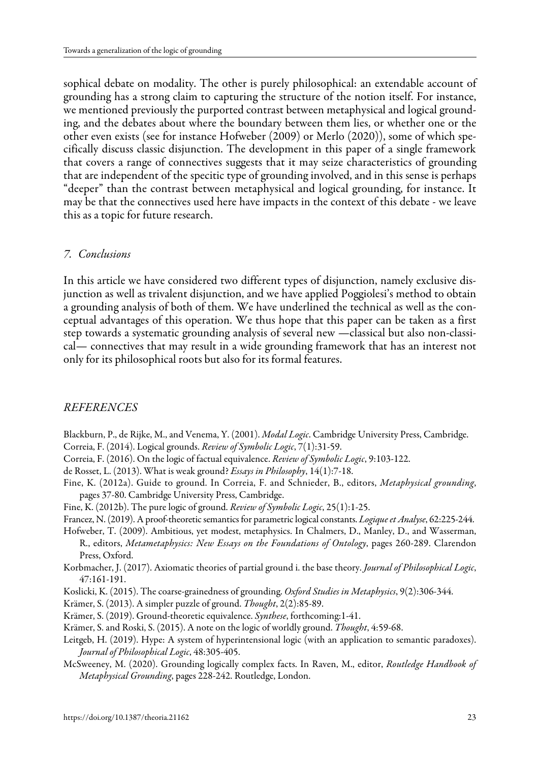sophical debate on modality. The other is purely philosophical: an extendable account of grounding has a strong claim to capturing the structure of the notion itself. For instance, we mentioned previously the purported contrast between metaphysical and logical grounding, and the debates about where the boundary between them lies, or whether one or the other even exists (see for instance Hofweber (2009) or Merlo (2020)), some of which specifically discuss classic disjunction. The development in this paper of a single framework that covers a range of connectives suggests that it may seize characteristics of grounding that are independent of the specitic type of grounding involved, and in this sense is perhaps "deeper" than the contrast between metaphysical and logical grounding, for instance. It may be that the connectives used here have impacts in the context of this debate - we leave this as a topic for future research.

## *7. Conclusions*

In this article we have considered two different types of disjunction, namely exclusive disjunction as well as trivalent disjunction, and we have applied Poggiolesi's method to obtain a grounding analysis of both of them. We have underlined the technical as well as the conceptual advantages of this operation. We thus hope that this paper can be taken as a first step towards a systematic grounding analysis of several new —classical but also non-classical— connectives that may result in a wide grounding framework that has an interest not only for its philosophical roots but also for its formal features.

## *REFERENCES*

Blackburn, P., de Rijke, M., and Venema, Y. (2001). *Modal Logic*. Cambridge University Press, Cambridge.

Correia, F. (2014). Logical grounds. *Review of Symbolic Logic*, 7(1):31-59.

Correia, F. (2016). On the logic of factual equivalence. *Review of Symbolic Logic*, 9:103-122.

de Rosset, L. (2013). What is weak ground? *Essays in Philosophy*, 14(1):7-18.

Fine, K. (2012a). Guide to ground. In Correia, F. and Schnieder, B., editors, *Metaphysical grounding*, pages 37-80. Cambridge University Press, Cambridge.

Fine, K. (2012b). The pure logic of ground. *Review of Symbolic Logic*, 25(1):1-25.

Francez, N. (2019). A proof-theoretic semantics for parametric logical constants. *Logique et Analyse*, 62:225-244.

Hofweber, T. (2009). Ambitious, yet modest, metaphysics. In Chalmers, D., Manley, D., and Wasserman, R., editors, *Metametaphysics: New Essays on the Foundations of Ontology*, pages 260-289. Clarendon Press, Oxford.

Korbmacher, J. (2017). Axiomatic theories of partial ground i. the base theory. *Journal of Philosophical Logic*, 47:161-191.

Koslicki, K. (2015). The coarse-grainedness of grounding. *Oxford Studies in Metaphysics*, 9(2):306-344.

Krämer, S. (2013). A simpler puzzle of ground. *Thought*, 2(2):85-89.

Krämer, S. (2019). Ground-theoretic equivalence. *Synthese*, forthcoming:1-41.

Krämer, S. and Roski, S. (2015). A note on the logic of worldly ground. *Thought*, 4:59-68.

Leitgeb, H. (2019). Hype: A system of hyperintensional logic (with an application to semantic paradoxes). *Journal of Philosophical Logic*, 48:305-405.

McSweeney, M. (2020). Grounding logically complex facts. In Raven, M., editor, *Routledge Handbook of Metaphysical Grounding*, pages 228-242. Routledge, London.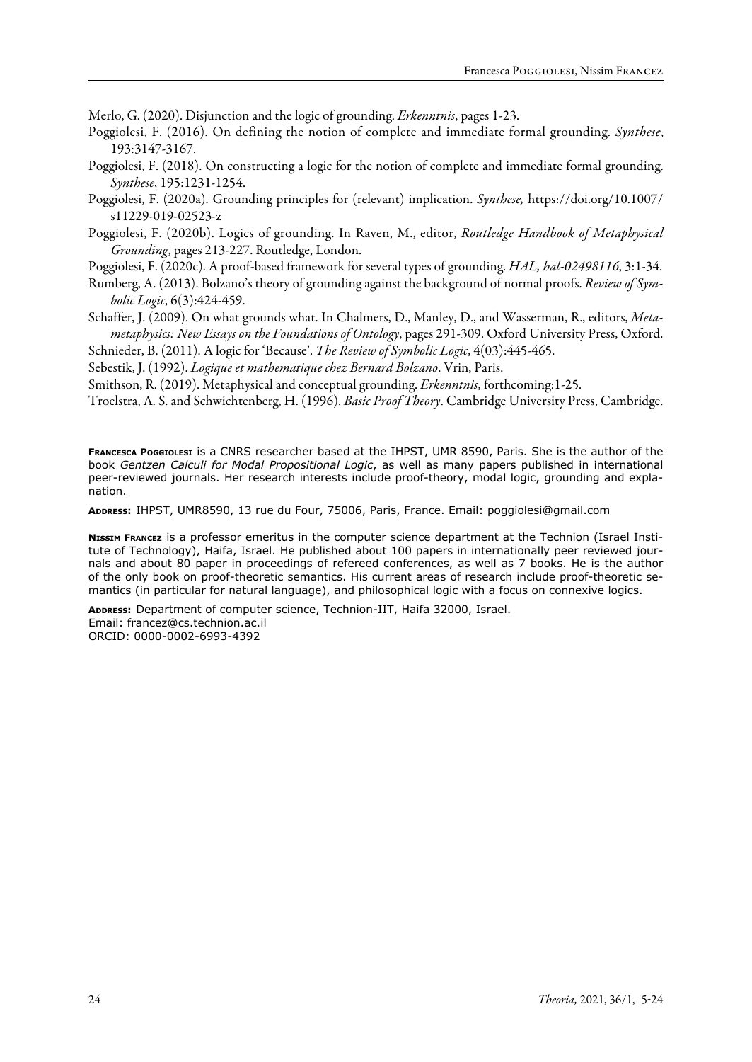Merlo, G. (2020). Disjunction and the logic of grounding. *Erkenntnis*, pages 1-23.

Poggiolesi, F. (2016). On defining the notion of complete and immediate formal grounding. *Synthese*, 193:3147-3167.

Poggiolesi, F. (2018). On constructing a logic for the notion of complete and immediate formal grounding. *Synthese*, 195:1231-1254.

Poggiolesi, F. (2020a). Grounding principles for (relevant) implication. *Synthese,* https://doi.org/10.1007/s11229-019-02523-z

Poggiolesi, F. (2020b). Logics of grounding. In Raven, M., editor, *Routledge Handbook of Metaphysical Grounding*, pages 213-227. Routledge, London.

Poggiolesi, F. (2020c). A proof-based framework for several types of grounding. *HAL, hal-02498116*, 3:1-34.

Rumberg, A. (2013). Bolzano's theory of grounding against the background of normal proofs. *Review of Symbolic Logic*, 6(3):424-459.

Schaffer, J. (2009). On what grounds what. In Chalmers, D., Manley, D., and Wasserman, R., editors, *Metametaphysics: New Essays on the Foundations of Ontology*, pages 291-309. Oxford University Press, Oxford.

Schnieder, B. (2011). A logic for 'Because'. *The Review of Symbolic Logic*, 4(03):445-465.

Sebestik, J. (1992). *Logique et mathematique chez Bernard Bolzano*. Vrin, Paris.

Smithson, R. (2019). Metaphysical and conceptual grounding. *Erkenntnis*, forthcoming:1-25.

Troelstra, A. S. and Schwichtenberg, H. (1996). *Basic Proof Theory*. Cambridge University Press, Cambridge.

**Francesca Poggiolesi** is a CNRS researcher based at the IHPST, UMR 8590, Paris. She is the author of the book *Gentzen Calculi for Modal Propositional Logic*, as well as many papers published in international peer-reviewed journals. Her research interests include proof-theory, modal logic, grounding and explanation.

**Address:** IHPST, UMR8590, 13 rue du Four, 75006, Paris, France. Email: poggiolesi@gmail.com

**Nissim Francez** is a professor emeritus in the computer science department at the Technion (Israel Institute of Technology), Haifa, Israel. He published about 100 papers in internationally peer reviewed journals and about 80 paper in proceedings of refereed conferences, as well as 7 books. He is the author of the only book on proof-theoretic semantics. His current areas of research include proof-theoretic semantics (in particular for natural language), and philosophical logic with a focus on connexive logics.

**Address:** Department of computer science, Technion-IIT, Haifa 32000, Israel.
Email: francez@cs.technion.ac.il
ORCID: 0000-0002-6993-4392